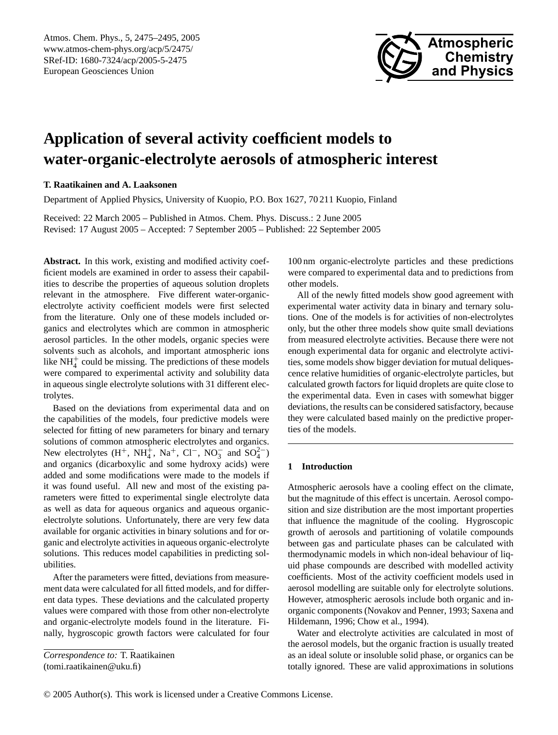# Application of several activity coefficient models to water-organic-electrolyte aerosols of atmospheric interest

**T. Raatikainen and A. Laaksonen**

Department of Applied Physics, University of Kuopio, P.O. Box 1627, 70 211 Kuopio, Finland

Received: 22 March 2005 – Published in Atmos. Chem. Phys. Discuss.: 2 June 2005
Revised: 17 August 2005 – Accepted: 7 September 2005 – Published: 22 September 2005

**Abstract.** In this work, existing and modified activity coefficient models are examined in order to assess their capabilities to describe the properties of aqueous solution droplets relevant in the atmosphere. Five different water-organic-electrolyte activity coefficient models were first selected from the literature. Only one of these models included organics and electrolytes which are common in atmospheric aerosol particles. In the other models, organic species were solvents such as alcohols, and important atmospheric ions like $NH_4^+$ could be missing. The predictions of these models were compared to experimental activity and solubility data in aqueous single electrolyte solutions with 31 different electrolytes.

Based on the deviations from experimental data and on the capabilities of the models, four predictive models were selected for fitting of new parameters for binary and ternary solutions of common atmospheric electrolytes and organics. New electrolytes ($H^+$, $NH_4^+$, $Na^+$, $Cl^-$, $NO_3^-$ and $SO_4^{2-}$) and organics (dicarboxylic and some hydroxy acids) were added and some modifications were made to the models if it was found useful. All new and most of the existing parameters were fitted to experimental single electrolyte data as well as data for aqueous organics and aqueous organic-electrolyte solutions. Unfortunately, there are very few data available for organic activities in binary solutions and for organic and electrolyte activities in aqueous organic-electrolyte solutions. This reduces model capabilities in predicting solubilities.

After the parameters were fitted, deviations from measurement data were calculated for all fitted models, and for different data types. These deviations and the calculated property values were compared with those from other non-electrolyte and organic-electrolyte models found in the literature. Finally, hygroscopic growth factors were calculated for four 100 nm organic-electrolyte particles and these predictions were compared to experimental data and to predictions from other models.

All of the newly fitted models show good agreement with experimental water activity data in binary and ternary solutions. One of the models is for activities of non-electrolytes only, but the other three models show quite small deviations from measured electrolyte activities. Because there were not enough experimental data for organic and electrolyte activities, some models show bigger deviation for mutual deliquescence relative humidities of organic-electrolyte particles, but calculated growth factors for liquid droplets are quite close to the experimental data. Even in cases with somewhat bigger deviations, the results can be considered satisfactory, because they were calculated based mainly on the predictive properties of the models.

*Correspondence to:* T. Raatikainen (tomi.raatikainen@uku.fi)

## 1 Introduction

Atmospheric aerosols have a cooling effect on the climate, but the magnitude of this effect is uncertain. Aerosol composition and size distribution are the most important properties that influence the magnitude of the cooling. Hygroscopic growth of aerosols and partitioning of volatile compounds between gas and particulate phases can be calculated with thermodynamic models in which non-ideal behaviour of liquid phase compounds are described with modelled activity coefficients. Most of the activity coefficient models used in aerosol modelling are suitable only for electrolyte solutions. However, atmospheric aerosols include both organic and inorganic components (Novakov and Penner, 1993; Saxena and Hildemann, 1996; Chow et al., 1994).

Water and electrolyte activities are calculated in most of the aerosol models, but the organic fraction is usually treated as an ideal solute or insoluble solid phase, or organics can be totally ignored. These are valid approximations in solutions

© 2005 Author(s). This work is licensed under a Creative Commons License.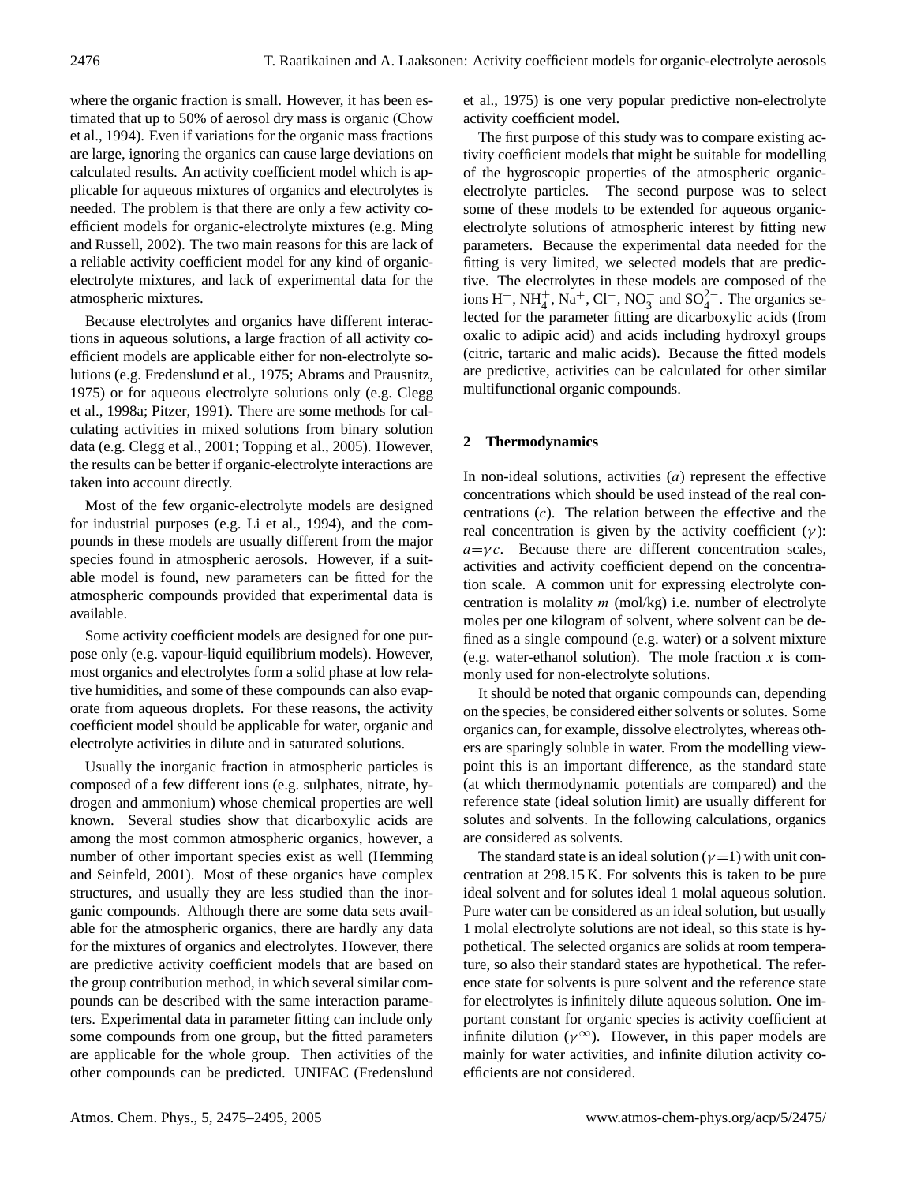where the organic fraction is small. However, it has been estimated that up to 50% of aerosol dry mass is organic (Chow et al., 1994). Even if variations for the organic mass fractions are large, ignoring the organics can cause large deviations on calculated results. An activity coefficient model which is applicable for aqueous mixtures of organics and electrolytes is needed. The problem is that there are only a few activity coefficient models for organic-electrolyte mixtures (e.g. Ming and Russell, 2002). The two main reasons for this are lack of a reliable activity coefficient model for any kind of organic-electrolyte mixtures, and lack of experimental data for the atmospheric mixtures.

Because electrolytes and organics have different interactions in aqueous solutions, a large fraction of all activity coefficient models are applicable either for non-electrolyte solutions (e.g. Fredenslund et al., 1975; Abrams and Prausnitz, 1975) or for aqueous electrolyte solutions only (e.g. Clegg et al., 1998a; Pitzer, 1991). There are some methods for calculating activities in mixed solutions from binary solution data (e.g. Clegg et al., 2001; Topping et al., 2005). However, the results can be better if organic-electrolyte interactions are taken into account directly.

Most of the few organic-electrolyte models are designed for industrial purposes (e.g. Li et al., 1994), and the compounds in these models are usually different from the major species found in atmospheric aerosols. However, if a suitable model is found, new parameters can be fitted for the atmospheric compounds provided that experimental data is available.

Some activity coefficient models are designed for one purpose only (e.g. vapour-liquid equilibrium models). However, most organics and electrolytes form a solid phase at low relative humidities, and some of these compounds can also evaporate from aqueous droplets. For these reasons, the activity coefficient model should be applicable for water, organic and electrolyte activities in dilute and in saturated solutions.

Usually the inorganic fraction in atmospheric particles is composed of a few different ions (e.g. sulphates, nitrate, hydrogen and ammonium) whose chemical properties are well known. Several studies show that dicarboxylic acids are among the most common atmospheric organics, however, a number of other important species exist as well (Hemming and Seinfeld, 2001). Most of these organics have complex structures, and usually they are less studied than the inorganic compounds. Although there are some data sets available for the atmospheric organics, there are hardly any data for the mixtures of organics and electrolytes. However, there are predictive activity coefficient models that are based on the group contribution method, in which several similar compounds can be described with the same interaction parameters. Experimental data in parameter fitting can include only some compounds from one group, but the fitted parameters are applicable for the whole group. Then activities of the other compounds can be predicted. UNIFAC (Fredenslund et al., 1975) is one very popular predictive non-electrolyte activity coefficient model.

The first purpose of this study was to compare existing activity coefficient models that might be suitable for modelling of the hygroscopic properties of the atmospheric organic-electrolyte particles. The second purpose was to select some of these models to be extended for aqueous organic-electrolyte solutions of atmospheric interest by fitting new parameters. Because the experimental data needed for the fitting is very limited, we selected models that are predictive. The electrolytes in these models are composed of the ions $H^+$, $NH_4^+$, $Na^+$, $Cl^-$, $NO_3^-$ and $SO_4^{2-}$. The organics selected for the parameter fitting are dicarboxylic acids (from oxalic to adipic acid) and acids including hydroxyl groups (citric, tartaric and malic acids). Because the fitted models are predictive, activities can be calculated for other similar multifunctional organic compounds.

## 2 Thermodynamics

In non-ideal solutions, activities ($a$) represent the effective concentrations which should be used instead of the real concentrations ($c$). The relation between the effective and the real concentration is given by the activity coefficient ($\gamma$): $a=\gamma c$. Because there are different concentration scales, activities and activity coefficient depend on the concentration scale. A common unit for expressing electrolyte concentration is molality $m$ (mol/kg) i.e. number of electrolyte moles per one kilogram of solvent, where solvent can be defined as a single compound (e.g. water) or a solvent mixture (e.g. water-ethanol solution). The mole fraction $x$ is commonly used for non-electrolyte solutions.

It should be noted that organic compounds can, depending on the species, be considered either solvents or solutes. Some organics can, for example, dissolve electrolytes, whereas others are sparingly soluble in water. From the modelling viewpoint this is an important difference, as the standard state (at which thermodynamic potentials are compared) and the reference state (ideal solution limit) are usually different for solutes and solvents. In the following calculations, organics are considered as solvents.

The standard state is an ideal solution ($\gamma=1$) with unit concentration at 298.15 K. For solvents this is taken to be pure ideal solvent and for solutes ideal 1 molal aqueous solution. Pure water can be considered as an ideal solution, but usually 1 molal electrolyte solutions are not ideal, so this state is hypothetical. The selected organics are solids at room temperature, so also their standard states are hypothetical. The reference state for solvents is pure solvent and the reference state for electrolytes is infinitely dilute aqueous solution. One important constant for organic species is activity coefficient at infinite dilution ($\gamma^{\infty}$). However, in this paper models are mainly for water activities, and infinite dilution activity coefficients are not considered.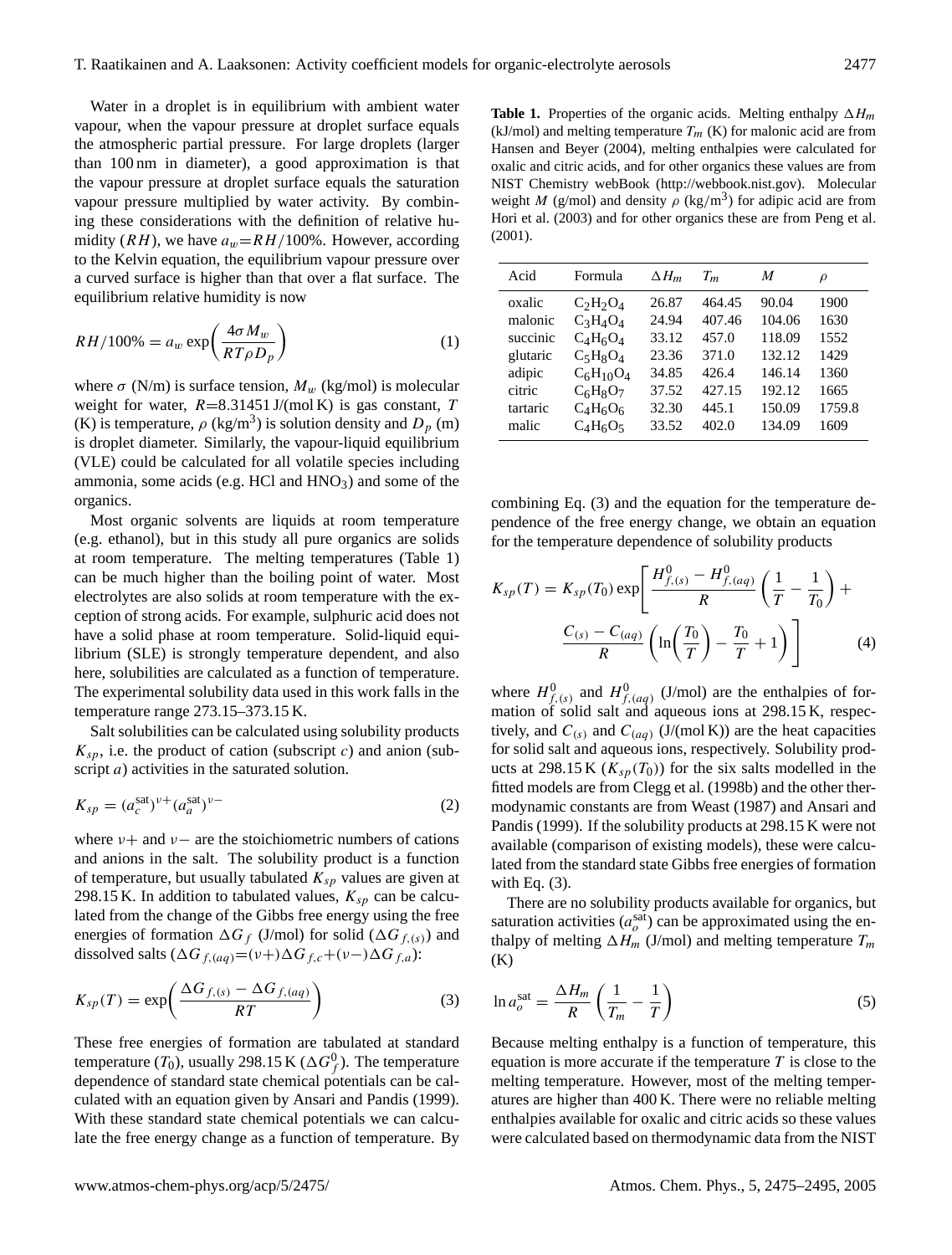Water in a droplet is in equilibrium with ambient water vapour, when the vapour pressure at droplet surface equals the atmospheric partial pressure. For large droplets (larger than 100 nm in diameter), a good approximation is that the vapour pressure at droplet surface equals the saturation vapour pressure multiplied by water activity. By combining these considerations with the definition of relative humidity ($RH$), we have $a_w = RH/100\%$. However, according to the Kelvin equation, the equilibrium vapour pressure over a curved surface is higher than that over a flat surface. The equilibrium relative humidity is now

$$RH/100\% = a_w \exp\left(\frac{4\sigma M_w}{RT\rho D_p}\right) \tag{1}$$

where $\sigma$ (N/m) is surface tension, $M_w$ (kg/mol) is molecular weight for water, $R$=8.31451 J/(mol K) is gas constant, $T$ (K) is temperature, $\rho$ (kg/m$^3$) is solution density and $D_p$ (m) is droplet diameter. Similarly, the vapour-liquid equilibrium (VLE) could be calculated for all volatile species including ammonia, some acids (e.g. HCl and $HNO_3$) and some of the organics.

Most organic solvents are liquids at room temperature (e.g. ethanol), but in this study all pure organics are solids at room temperature. The melting temperatures (Table 1) can be much higher than the boiling point of water. Most electrolytes are also solids at room temperature with the exception of strong acids. For example, sulphuric acid does not have a solid phase at room temperature. Solid-liquid equilibrium (SLE) is strongly temperature dependent, and also here, solubilities are calculated as a function of temperature. The experimental solubility data used in this work falls in the temperature range 273.15–373.15 K.

Salt solubilities can be calculated using solubility products $K_{sp}$, i.e. the product of cation (subscript $c$) and anion (subscript $a$) activities in the saturated solution.

$$K_{sp} = (a_c^{\text{sat}})^{\nu+}(a_a^{\text{sat}})^{\nu-} \tag{2}$$

where $\nu+$ and $\nu-$ are the stoichiometric numbers of cations and anions in the salt. The solubility product is a function of temperature, but usually tabulated $K_{sp}$ values are given at 298.15 K. In addition to tabulated values, $K_{sp}$ can be calculated from the change of the Gibbs free energy using the free energies of formation $\Delta G_f$ (J/mol) for solid ($\Delta G_{f,(s)}$) and dissolved salts ($\Delta G_{f,(aq)}$=$(\nu+)\Delta G_{f,c}$+$(\nu-)\Delta G_{f,a}$):

$$K_{sp}(T) = \exp\left(\frac{\Delta G_{f,(s)} - \Delta G_{f,(aq)}}{RT}\right) \tag{3}$$

These free energies of formation are tabulated at standard temperature ($T_0$), usually 298.15 K ($\Delta G_f^0$). The temperature dependence of standard state chemical potentials can be calculated with an equation given by Ansari and Pandis (1999). With these standard state chemical potentials we can calculate the free energy change as a function of temperature. By combining Eq. (3) and the equation for the temperature dependence of the free energy change, we obtain an equation for the temperature dependence of solubility products

$$K_{sp}(T) = K_{sp}(T_0) \exp\left[\frac{H_{f,(s)}^0 - H_{f,(aq)}^0}{R}\left(\frac{1}{T} - \frac{1}{T_0}\right) + \frac{C_{(s)} - C_{(aq)}}{R}\left(\ln\left(\frac{T_0}{T}\right) - \frac{T_0}{T} + 1\right)\right] \tag{4}$$

where $H_{f,(s)}^0$ and $H_{f,(aq)}^0$ (J/mol) are the enthalpies of formation of solid salt and aqueous ions at 298.15 K, respectively, and $C_{(s)}$ and $C_{(aq)}$ (J/(mol K)) are the heat capacities for solid salt and aqueous ions, respectively. Solubility products at 298.15 K ($K_{sp}(T_0)$) for the six salts modelled in the fitted models are from Clegg et al. (1998b) and the other thermodynamic constants are from Weast (1987) and Ansari and Pandis (1999). If the solubility products at 298.15 K were not available (comparison of existing models), these were calculated from the standard state Gibbs free energies of formation with Eq. (3).

There are no solubility products available for organics, but saturation activities ($a_o^{\text{sat}}$) can be approximated using the enthalpy of melting $\Delta H_m$ (J/mol) and melting temperature $T_m$ (K)

$$\ln a_o^{\text{sat}} = \frac{\Delta H_m}{R}\left(\frac{1}{T_m} - \frac{1}{T}\right) \tag{5}$$

Because melting enthalpy is a function of temperature, this equation is more accurate if the temperature $T$ is close to the melting temperature. However, most of the melting temperatures are higher than 400 K. There were no reliable melting enthalpies available for oxalic and citric acids so these values were calculated based on thermodynamic data from the NIST

**Table 1.** Properties of the organic acids. Melting enthalpy $\Delta H_m$ (kJ/mol) and melting temperature $T_m$ (K) for malonic acid are from Hansen and Beyer (2004), melting enthalpies were calculated for oxalic and citric acids, and for other organics these values are from NIST Chemistry webBook (http://webbook.nist.gov). Molecular weight $M$ (g/mol) and density $\rho$ (kg/m$^3$) for adipic acid are from Hori et al. (2003) and for other organics these are from Peng et al. (2001).

| Acid | Formula | $\Delta H_m$ | $T_m$ | $M$ | $\rho$ |
|---|---|---|---|---|---|
| oxalic | $C_2H_2O_4$ | 26.87 | 464.45 | 90.04 | 1900 |
| malonic | $C_3H_4O_4$ | 24.94 | 407.46 | 104.06 | 1630 |
| succinic | $C_4H_6O_4$ | 33.12 | 457.0 | 118.09 | 1552 |
| glutaric | $C_5H_8O_4$ | 23.36 | 371.0 | 132.12 | 1429 |
| adipic | $C_6H_{10}O_4$ | 34.85 | 426.4 | 146.14 | 1360 |
| citric | $C_6H_8O_7$ | 37.52 | 427.15 | 192.12 | 1665 |
| tartaric | $C_4H_6O_6$ | 32.30 | 445.1 | 150.09 | 1759.8 |
| malic | $C_4H_6O_5$ | 33.52 | 402.0 | 134.09 | 1609 |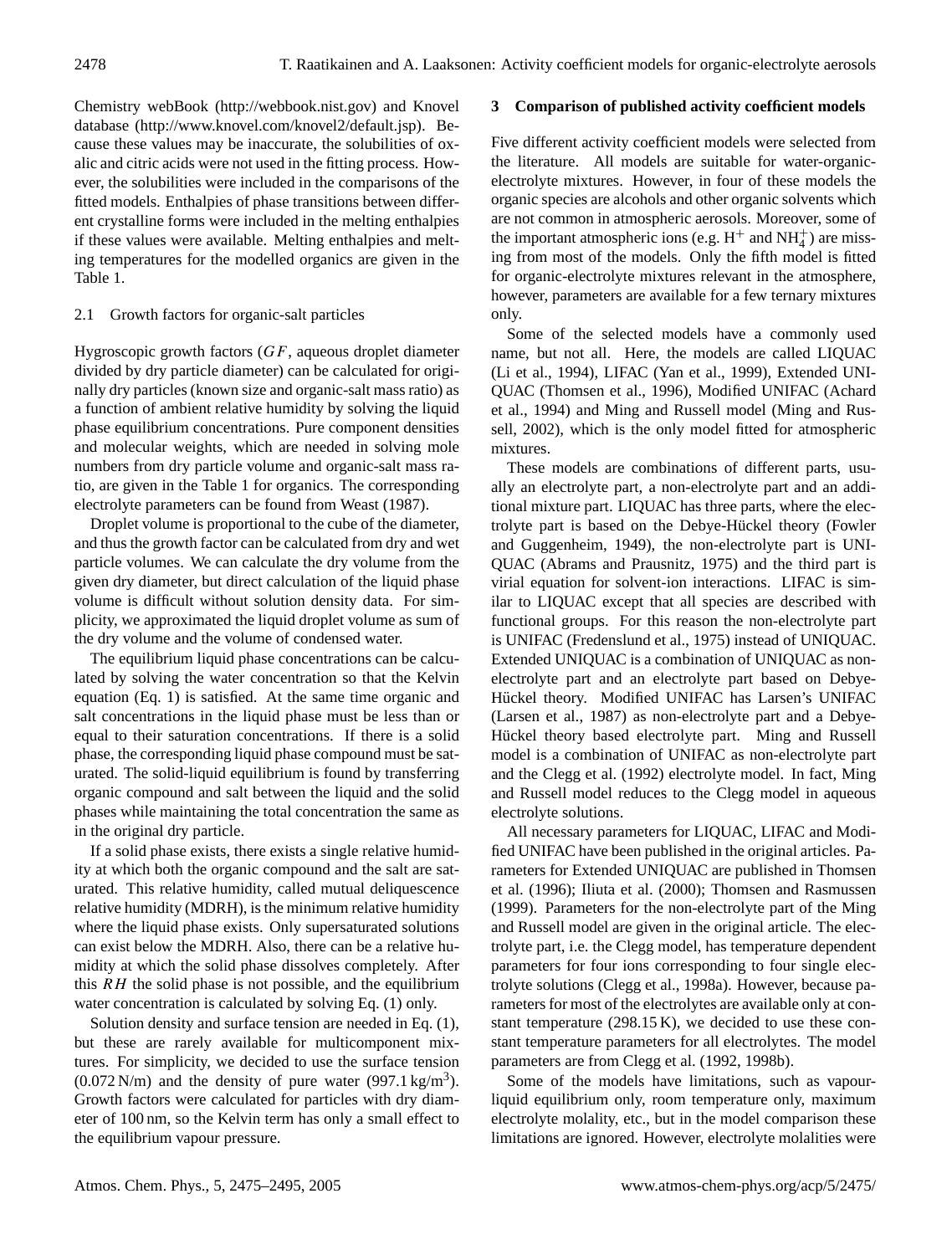Chemistry webBook (http://webbook.nist.gov) and Knovel database (http://www.knovel.com/knovel2/default.jsp). Because these values may be inaccurate, the solubilities of oxalic and citric acids were not used in the fitting process. However, the solubilities were included in the comparisons of the fitted models. Enthalpies of phase transitions between different crystalline forms were included in the melting enthalpies if these values were available. Melting enthalpies and melting temperatures for the modelled organics are given in the Table 1.

### 2.1 Growth factors for organic-salt particles

Hygroscopic growth factors ($GF$, aqueous droplet diameter divided by dry particle diameter) can be calculated for originally dry particles (known size and organic-salt mass ratio) as a function of ambient relative humidity by solving the liquid phase equilibrium concentrations. Pure component densities and molecular weights, which are needed in solving mole numbers from dry particle volume and organic-salt mass ratio, are given in the Table 1 for organics. The corresponding electrolyte parameters can be found from Weast (1987).

Droplet volume is proportional to the cube of the diameter, and thus the growth factor can be calculated from dry and wet particle volumes. We can calculate the dry volume from the given dry diameter, but direct calculation of the liquid phase volume is difficult without solution density data. For simplicity, we approximated the liquid droplet volume as sum of the dry volume and the volume of condensed water.

The equilibrium liquid phase concentrations can be calculated by solving the water concentration so that the Kelvin equation (Eq. 1) is satisfied. At the same time organic and salt concentrations in the liquid phase must be less than or equal to their saturation concentrations. If there is a solid phase, the corresponding liquid phase compound must be saturated. The solid-liquid equilibrium is found by transferring organic compound and salt between the liquid and the solid phases while maintaining the total concentration the same as in the original dry particle.

If a solid phase exists, there exists a single relative humidity at which both the organic compound and the salt are saturated. This relative humidity, called mutual deliquescence relative humidity (MDRH), is the minimum relative humidity where the liquid phase exists. Only supersaturated solutions can exist below the MDRH. Also, there can be a relative humidity at which the solid phase dissolves completely. After this $RH$ the solid phase is not possible, and the equilibrium water concentration is calculated by solving Eq. (1) only.

Solution density and surface tension are needed in Eq. (1), but these are rarely available for multicomponent mixtures. For simplicity, we decided to use the surface tension (0.072 N/m) and the density of pure water (997.1 kg/m$^3$). Growth factors were calculated for particles with dry diameter of 100 nm, so the Kelvin term has only a small effect to the equilibrium vapour pressure.

## 3 Comparison of published activity coefficient models

Five different activity coefficient models were selected from the literature. All models are suitable for water-organic-electrolyte mixtures. However, in four of these models the organic species are alcohols and other organic solvents which are not common in atmospheric aerosols. Moreover, some of the important atmospheric ions (e.g. $H^+$ and $NH_4^+$) are missing from most of the models. Only the fifth model is fitted for organic-electrolyte mixtures relevant in the atmosphere, however, parameters are available for a few ternary mixtures only.

Some of the selected models have a commonly used name, but not all. Here, the models are called LIQUAC (Li et al., 1994), LIFAC (Yan et al., 1999), Extended UNIQUAC (Thomsen et al., 1996), Modified UNIFAC (Achard et al., 1994) and Ming and Russell model (Ming and Russell, 2002), which is the only model fitted for atmospheric mixtures.

These models are combinations of different parts, usually an electrolyte part, a non-electrolyte part and an additional mixture part. LIQUAC has three parts, where the electrolyte part is based on the Debye-Hückel theory (Fowler and Guggenheim, 1949), the non-electrolyte part is UNIQUAC (Abrams and Prausnitz, 1975) and the third part is virial equation for solvent-ion interactions. LIFAC is similar to LIQUAC except that all species are described with functional groups. For this reason the non-electrolyte part is UNIFAC (Fredenslund et al., 1975) instead of UNIQUAC. Extended UNIQUAC is a combination of UNIQUAC as non-electrolyte part and an electrolyte part based on Debye-Hückel theory. Modified UNIFAC has Larsen's UNIFAC (Larsen et al., 1987) as non-electrolyte part and a Debye-Hückel theory based electrolyte part. Ming and Russell model is a combination of UNIFAC as non-electrolyte part and the Clegg et al. (1992) electrolyte model. In fact, Ming and Russell model reduces to the Clegg model in aqueous electrolyte solutions.

All necessary parameters for LIQUAC, LIFAC and Modified UNIFAC have been published in the original articles. Parameters for Extended UNIQUAC are published in Thomsen et al. (1996); Iliuta et al. (2000); Thomsen and Rasmussen (1999). Parameters for the non-electrolyte part of the Ming and Russell model are given in the original article. The electrolyte part, i.e. the Clegg model, has temperature dependent parameters for four ions corresponding to four single electrolyte solutions (Clegg et al., 1998a). However, because parameters for most of the electrolytes are available only at constant temperature (298.15 K), we decided to use these constant temperature parameters for all electrolytes. The model parameters are from Clegg et al. (1992, 1998b).

Some of the models have limitations, such as vapour-liquid equilibrium only, room temperature only, maximum electrolyte molality, etc., but in the model comparison these limitations are ignored. However, electrolyte molalities were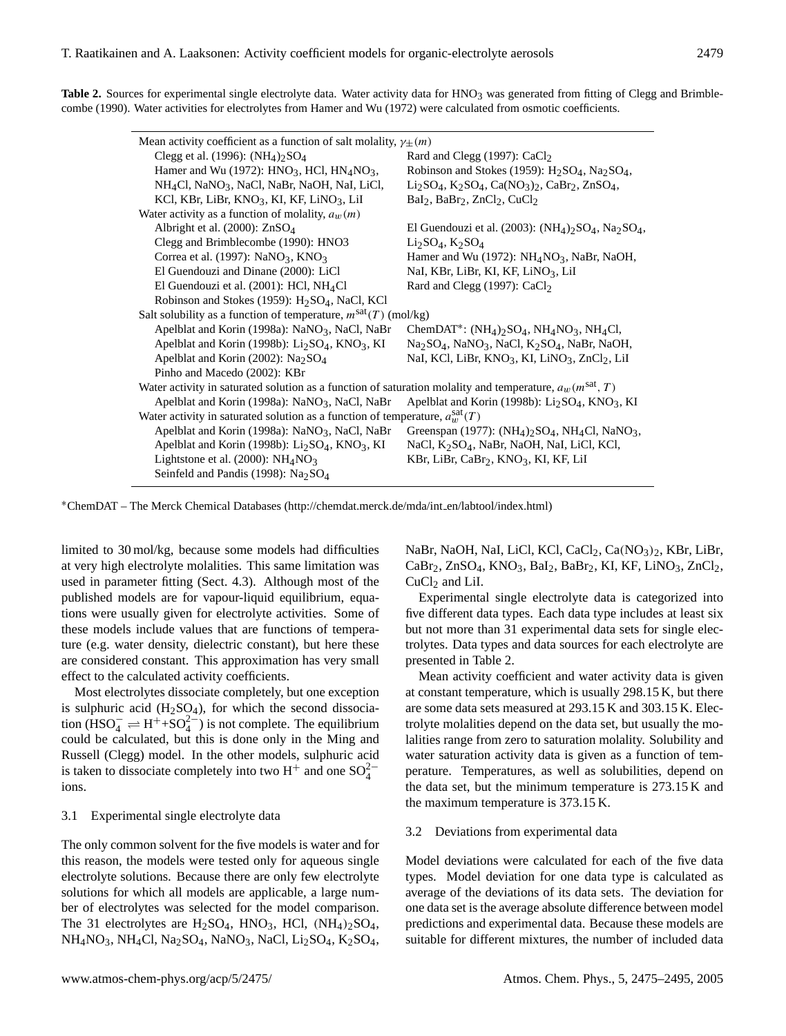**Table 2.** Sources for experimental single electrolyte data. Water activity data for $HNO_3$ was generated from fitting of Clegg and Brimblecombe (1990). Water activities for electrolytes from Hamer and Wu (1972) were calculated from osmotic coefficients.

| | |
|---|---|
| **Mean activity coefficient as a function of salt molality, $\gamma_{\pm}(m)$** | |
| Clegg et al. (1996): $(NH_4)_2SO_4$ | Rard and Clegg (1997): $CaCl_2$ |
| Hamer and Wu (1972): $HNO_3$, HCl, $HN_4NO_3$, $NH_4Cl$, $NaNO_3$, NaCl, NaBr, NaOH, NaI, LiCl, KCl, KBr, LiBr, $KNO_3$, KI, KF, $LiNO_3$, LiI | Robinson and Stokes (1959): $H_2SO_4$, $Na_2SO_4$, $Li_2SO_4$, $K_2SO_4$, $Ca(NO_3)_2$, $CaBr_2$, $ZnSO_4$, $BaI_2$, $BaBr_2$, $ZnCl_2$, $CuCl_2$ |
| **Water activity as a function of molality, $a_w(m)$** | |
| Albright et al. (2000): $ZnSO_4$ | El Guendouzi et al. (2003): $(NH_4)_2SO_4$, $Na_2SO_4$, $Li_2SO_4$, $K_2SO_4$ |
| Clegg and Brimblecombe (1990): HNO3 | |
| Correa et al. (1997): $NaNO_3$, $KNO_3$ | Hamer and Wu (1972): $NH_4NO_3$, NaBr, NaOH, NaI, KBr, LiBr, KI, KF, $LiNO_3$, LiI |
| El Guendouzi and Dinane (2000): LiCl | |
| El Guendouzi et al. (2001): HCl, $NH_4Cl$ | Rard and Clegg (1997): $CaCl_2$ |
| Robinson and Stokes (1959): $H_2SO_4$, NaCl, KCl | |
| **Salt solubility as a function of temperature, $m^{sat}(T)$ (mol/kg)** | |
| Apelblat and Korin (1998a): $NaNO_3$, NaCl, NaBr | ChemDAT*: $(NH_4)_2SO_4$, $NH_4NO_3$, $NH_4Cl$, $Na_2SO_4$, $NaNO_3$, NaCl, $K_2SO_4$, NaBr, NaOH, NaI, KCl, LiBr, $KNO_3$, KI, $LiNO_3$, $ZnCl_2$, LiI |
| Apelblat and Korin (1998b): $Li_2SO_4$, $KNO_3$, KI | |
| Apelblat and Korin (2002): $Na_2SO_4$ | |
| Pinho and Macedo (2002): KBr | |
| **Water activity in saturated solution as a function of saturation molality and temperature, $a_w(m^{sat}, T)$** | |
| Apelblat and Korin (1998a): $NaNO_3$, NaCl, NaBr | Apelblat and Korin (1998b): $Li_2SO_4$, $KNO_3$, KI |
| **Water activity in saturated solution as a function of temperature, $a_w^{sat}(T)$** | |
| Apelblat and Korin (1998a): $NaNO_3$, NaCl, NaBr | Greenspan (1977): $(NH_4)_2SO_4$, $NH_4Cl$, $NaNO_3$, NaCl, $K_2SO_4$, NaBr, NaOH, NaI, LiCl, KCl, KBr, LiBr, $CaBr_2$, $KNO_3$, KI, KF, LiI |
| Apelblat and Korin (1998b): $Li_2SO_4$, $KNO_3$, KI | |
| Lightstone et al. (2000): $NH_4NO_3$ | |
| Seinfeld and Pandis (1998): $Na_2SO_4$ | |

*ChemDAT – The Merck Chemical Databases (http://chemdat.merck.de/mda/int_en/labtool/index.html)

limited to 30 mol/kg, because some models had difficulties at very high electrolyte molalities. This same limitation was used in parameter fitting (Sect. 4.3). Although most of the published models are for vapour-liquid equilibrium, equations were usually given for electrolyte activities. Some of these models include values that are functions of temperature (e.g. water density, dielectric constant), but here these are considered constant. This approximation has very small effect to the calculated activity coefficients.

Most electrolytes dissociate completely, but one exception is sulphuric acid ($H_2SO_4$), for which the second dissociation ($HSO_4^- \rightleftharpoons H^+ + SO_4^{2-}$) is not complete. The equilibrium could be calculated, but this is done only in the Ming and Russell (Clegg) model. In the other models, sulphuric acid is taken to dissociate completely into two $H^+$ and one $SO_4^{2-}$ ions.

### 3.1 Experimental single electrolyte data

The only common solvent for the five models is water and for this reason, the models were tested only for aqueous single electrolyte solutions. Because there are only few electrolyte solutions for which all models are applicable, a large number of electrolytes was selected for the model comparison. The 31 electrolytes are $H_2SO_4$, $HNO_3$, HCl, $(NH_4)_2SO_4$, $NH_4NO_3$, $NH_4Cl$, $Na_2SO_4$, $NaNO_3$, NaCl, $Li_2SO_4$, $K_2SO_4$, NaBr, NaOH, NaI, LiCl, KCl, $CaCl_2$, $Ca(NO_3)_2$, KBr, LiBr, $CaBr_2$, $ZnSO_4$, $KNO_3$, $BaI_2$, $BaBr_2$, KI, KF, $LiNO_3$, $ZnCl_2$, $CuCl_2$ and LiI.

Experimental single electrolyte data is categorized into five different data types. Each data type includes at least six but not more than 31 experimental data sets for single electrolytes. Data types and data sources for each electrolyte are presented in Table 2.

Mean activity coefficient and water activity data is given at constant temperature, which is usually 298.15 K, but there are some data sets measured at 293.15 K and 303.15 K. Electrolyte molalities depend on the data set, but usually the molalities range from zero to saturation molality. Solubility and water saturation activity data is given as a function of temperature. Temperatures, as well as solubilities, depend on the data set, but the minimum temperature is 273.15 K and the maximum temperature is 373.15 K.

### 3.2 Deviations from experimental data

Model deviations were calculated for each of the five data types. Model deviation for one data type is calculated as average of the deviations of its data sets. The deviation for one data set is the average absolute difference between model predictions and experimental data. Because these models are suitable for different mixtures, the number of included data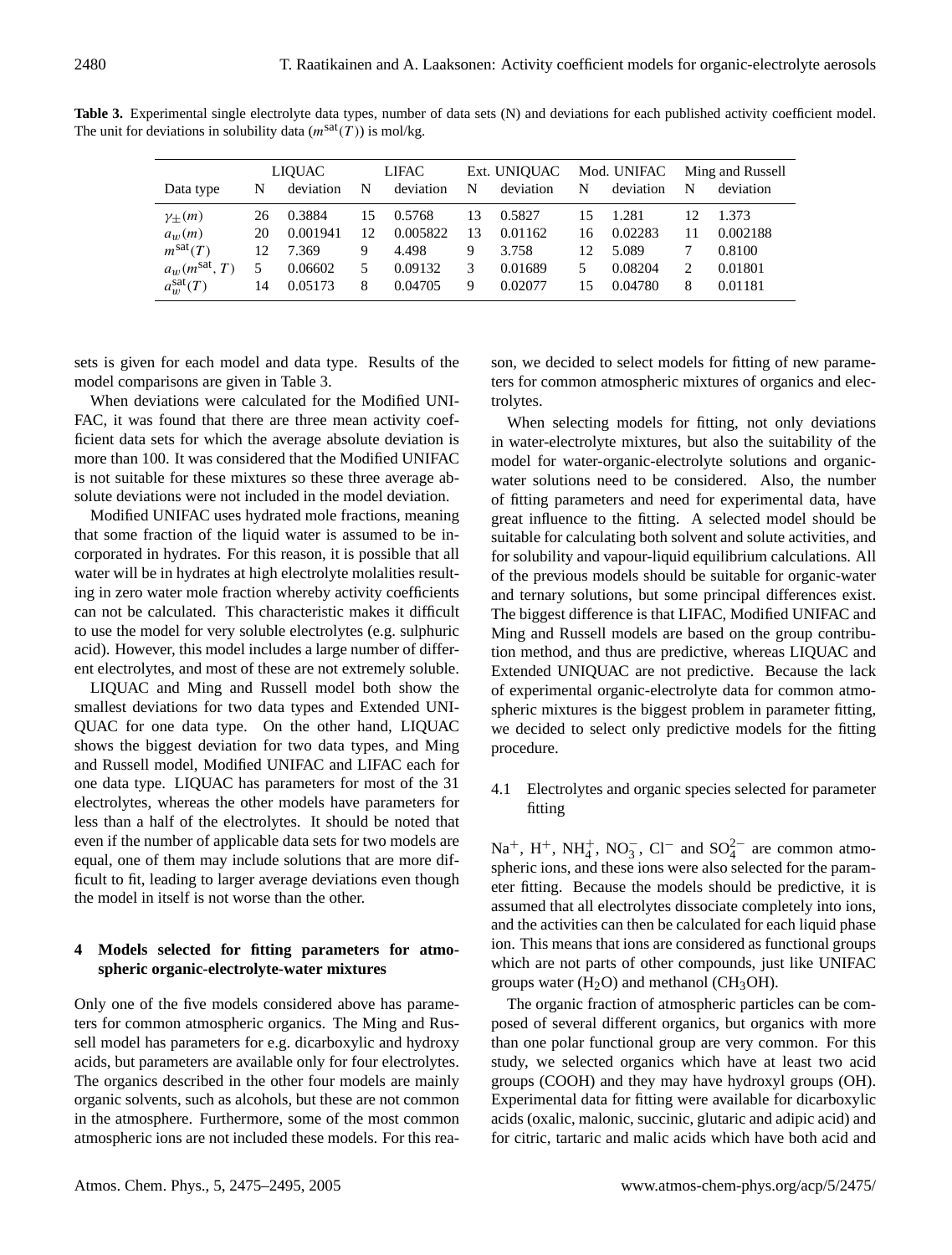**Table 3.** Experimental single electrolyte data types, number of data sets (N) and deviations for each published activity coefficient model. The unit for deviations in solubility data ($m^{\mathrm{sat}}(T)$) is mol/kg.

| Data type | LIQUAC | | LIFAC | | Ext. UNIQUAC | | Mod. UNIFAC | | Ming and Russell | |
|---|---|---|---|---|---|---|---|---|---|---|
| | N | deviation | N | deviation | N | deviation | N | deviation | N | deviation |
| $\gamma_{\pm}(m)$ | 26 | 0.3884 | 15 | 0.5768 | 13 | 0.5827 | 15 | 1.281 | 12 | 1.373 |
| $a_w(m)$ | 20 | 0.001941 | 12 | 0.005822 | 13 | 0.01162 | 16 | 0.02283 | 11 | 0.002188 |
| $m^{\mathrm{sat}}(T)$ | 12 | 7.369 | 9 | 4.498 | 9 | 3.758 | 12 | 5.089 | 7 | 0.8100 |
| $a_w(m^{\mathrm{sat}}, T)$ | 5 | 0.06602 | 5 | 0.09132 | 3 | 0.01689 | 5 | 0.08204 | 2 | 0.01801 |
| $a_w^{\mathrm{sat}}(T)$ | 14 | 0.05173 | 8 | 0.04705 | 9 | 0.02077 | 15 | 0.04780 | 8 | 0.01181 |

sets is given for each model and data type. Results of the model comparisons are given in Table 3.

When deviations were calculated for the Modified UNIFAC, it was found that there are three mean activity coefficient data sets for which the average absolute deviation is more than 100. It was considered that the Modified UNIFAC is not suitable for these mixtures so these three average absolute deviations were not included in the model deviation.

Modified UNIFAC uses hydrated mole fractions, meaning that some fraction of the liquid water is assumed to be incorporated in hydrates. For this reason, it is possible that all water will be in hydrates at high electrolyte molalities resulting in zero water mole fraction whereby activity coefficients can not be calculated. This characteristic makes it difficult to use the model for very soluble electrolytes (e.g. sulphuric acid). However, this model includes a large number of different electrolytes, and most of these are not extremely soluble.

LIQUAC and Ming and Russell model both show the smallest deviations for two data types and Extended UNIQUAC for one data type. On the other hand, LIQUAC shows the biggest deviation for two data types, and Ming and Russell model, Modified UNIFAC and LIFAC each for one data type. LIQUAC has parameters for most of the 31 electrolytes, whereas the other models have parameters for less than a half of the electrolytes. It should be noted that even if the number of applicable data sets for two models are equal, one of them may include solutions that are more difficult to fit, leading to larger average deviations even though the model in itself is not worse than the other.

## 4 Models selected for fitting parameters for atmospheric organic-electrolyte-water mixtures

Only one of the five models considered above has parameters for common atmospheric organics. The Ming and Russell model has parameters for e.g. dicarboxylic and hydroxy acids, but parameters are available only for four electrolytes. The organics described in the other four models are mainly organic solvents, such as alcohols, but these are not common in the atmosphere. Furthermore, some of the most common atmospheric ions are not included these models. For this reason, we decided to select models for fitting of new parameters for common atmospheric mixtures of organics and electrolytes.

When selecting models for fitting, not only deviations in water-electrolyte mixtures, but also the suitability of the model for water-organic-electrolyte solutions and organic-water solutions need to be considered. Also, the number of fitting parameters and need for experimental data, have great influence to the fitting. A selected model should be suitable for calculating both solvent and solute activities, and for solubility and vapour-liquid equilibrium calculations. All of the previous models should be suitable for organic-water and ternary solutions, but some principal differences exist. The biggest difference is that LIFAC, Modified UNIFAC and Ming and Russell models are based on the group contribution method, and thus are predictive, whereas LIQUAC and Extended UNIQUAC are not predictive. Because the lack of experimental organic-electrolyte data for common atmospheric mixtures is the biggest problem in parameter fitting, we decided to select only predictive models for the fitting procedure.

### 4.1 Electrolytes and organic species selected for parameter fitting

$Na^+$, $H^+$, $NH_4^+$, $NO_3^-$, $Cl^-$ and $SO_4^{2-}$ are common atmospheric ions, and these ions were also selected for the parameter fitting. Because the models should be predictive, it is assumed that all electrolytes dissociate completely into ions, and the activities can then be calculated for each liquid phase ion. This means that ions are considered as functional groups which are not parts of other compounds, just like UNIFAC groups water ($H_2O$) and methanol ($CH_3OH$).

The organic fraction of atmospheric particles can be composed of several different organics, but organics with more than one polar functional group are very common. For this study, we selected organics which have at least two acid groups (COOH) and they may have hydroxyl groups (OH). Experimental data for fitting were available for dicarboxylic acids (oxalic, malonic, succinic, glutaric and adipic acid) and for citric, tartaric and malic acids which have both acid and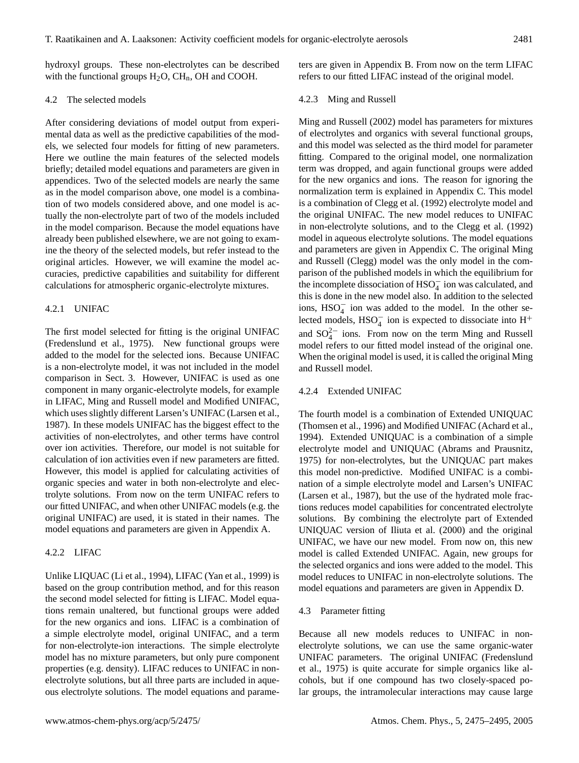hydroxyl groups. These non-electrolytes can be described with the functional groups $H_2O$, $CH_n$, OH and COOH.

### 4.2 The selected models

After considering deviations of model output from experimental data as well as the predictive capabilities of the models, we selected four models for fitting of new parameters. Here we outline the main features of the selected models briefly; detailed model equations and parameters are given in appendices. Two of the selected models are nearly the same as in the model comparison above, one model is a combination of two models considered above, and one model is actually the non-electrolyte part of two of the models included in the model comparison. Because the model equations have already been published elsewhere, we are not going to examine the theory of the selected models, but refer instead to the original articles. However, we will examine the model accuracies, predictive capabilities and suitability for different calculations for atmospheric organic-electrolyte mixtures.

#### 4.2.1 UNIFAC

The first model selected for fitting is the original UNIFAC (Fredenslund et al., 1975). New functional groups were added to the model for the selected ions. Because UNIFAC is a non-electrolyte model, it was not included in the model comparison in Sect. 3. However, UNIFAC is used as one component in many organic-electrolyte models, for example in LIFAC, Ming and Russell model and Modified UNIFAC, which uses slightly different Larsen's UNIFAC (Larsen et al., 1987). In these models UNIFAC has the biggest effect to the activities of non-electrolytes, and other terms have control over ion activities. Therefore, our model is not suitable for calculation of ion activities even if new parameters are fitted. However, this model is applied for calculating activities of organic species and water in both non-electrolyte and electrolyte solutions. From now on the term UNIFAC refers to our fitted UNIFAC, and when other UNIFAC models (e.g. the original UNIFAC) are used, it is stated in their names. The model equations and parameters are given in Appendix A.

#### 4.2.2 LIFAC

Unlike LIQUAC (Li et al., 1994), LIFAC (Yan et al., 1999) is based on the group contribution method, and for this reason the second model selected for fitting is LIFAC. Model equations remain unaltered, but functional groups were added for the new organics and ions. LIFAC is a combination of a simple electrolyte model, original UNIFAC, and a term for non-electrolyte-ion interactions. The simple electrolyte model has no mixture parameters, but only pure component properties (e.g. density). LIFAC reduces to UNIFAC in non-electrolyte solutions, but all three parts are included in aqueous electrolyte solutions. The model equations and parameters are given in Appendix B. From now on the term LIFAC refers to our fitted LIFAC instead of the original model.

#### 4.2.3 Ming and Russell

Ming and Russell (2002) model has parameters for mixtures of electrolytes and organics with several functional groups, and this model was selected as the third model for parameter fitting. Compared to the original model, one normalization term was dropped, and again functional groups were added for the new organics and ions. The reason for ignoring the normalization term is explained in Appendix C. This model is a combination of Clegg et al. (1992) electrolyte model and the original UNIFAC. The new model reduces to UNIFAC in non-electrolyte solutions, and to the Clegg et al. (1992) model in aqueous electrolyte solutions. The model equations and parameters are given in Appendix C. The original Ming and Russell (Clegg) model was the only model in the comparison of the published models in which the equilibrium for the incomplete dissociation of $HSO_4^-$ ion was calculated, and this is done in the new model also. In addition to the selected ions, $HSO_4^-$ ion was added to the model. In the other selected models, $HSO_4^-$ ion is expected to dissociate into $H^+$ and $SO_4^{2-}$ ions. From now on the term Ming and Russell model refers to our fitted model instead of the original one. When the original model is used, it is called the original Ming and Russell model.

#### 4.2.4 Extended UNIFAC

The fourth model is a combination of Extended UNIQUAC (Thomsen et al., 1996) and Modified UNIFAC (Achard et al., 1994). Extended UNIQUAC is a combination of a simple electrolyte model and UNIQUAC (Abrams and Prausnitz, 1975) for non-electrolytes, but the UNIQUAC part makes this model non-predictive. Modified UNIFAC is a combination of a simple electrolyte model and Larsen's UNIFAC (Larsen et al., 1987), but the use of the hydrated mole fractions reduces model capabilities for concentrated electrolyte solutions. By combining the electrolyte part of Extended UNIQUAC version of Iliuta et al. (2000) and the original UNIFAC, we have our new model. From now on, this new model is called Extended UNIFAC. Again, new groups for the selected organics and ions were added to the model. This model reduces to UNIFAC in non-electrolyte solutions. The model equations and parameters are given in Appendix D.

### 4.3 Parameter fitting

Because all new models reduces to UNIFAC in non-electrolyte solutions, we can use the same organic-water UNIFAC parameters. The original UNIFAC (Fredenslund et al., 1975) is quite accurate for simple organics like alcohols, but if one compound has two closely-spaced polar groups, the intramolecular interactions may cause large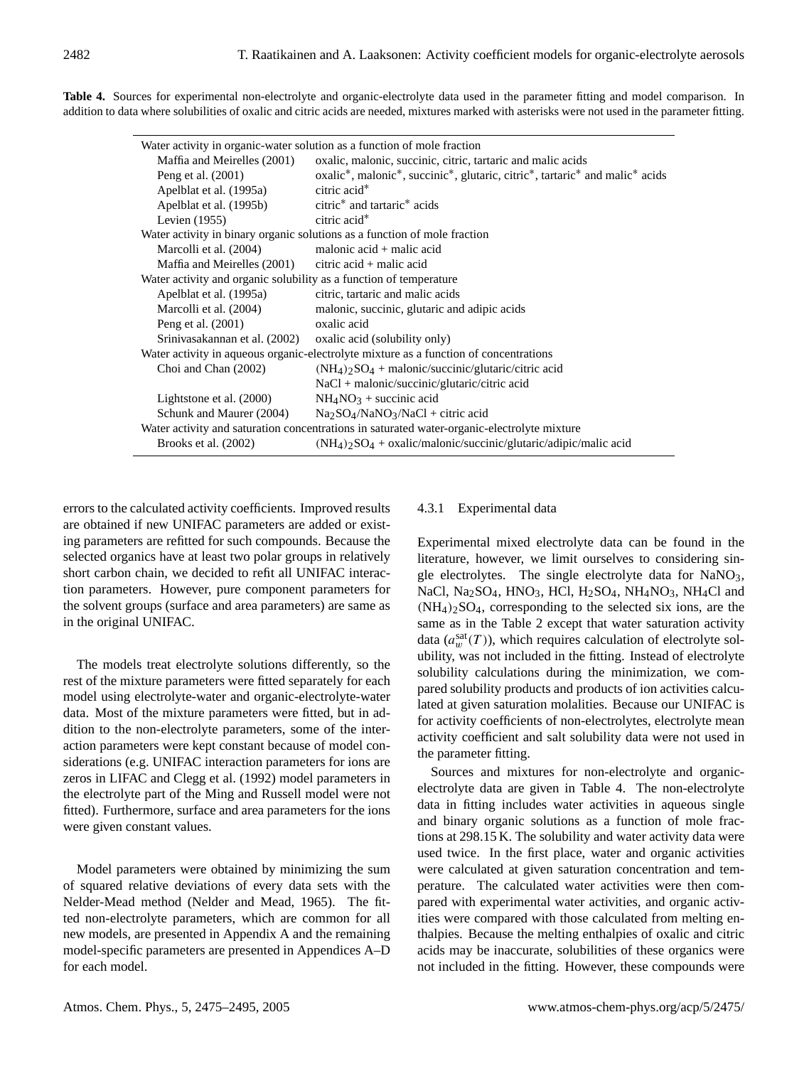**Table 4.** Sources for experimental non-electrolyte and organic-electrolyte data used in the parameter fitting and model comparison. In addition to data where solubilities of oxalic and citric acids are needed, mixtures marked with asterisks were not used in the parameter fitting.

| | |
|---|---|
| Water activity in organic-water solution as a function of mole fraction | |
| Maffia and Meirelles (2001) | oxalic, malonic, succinic, citric, tartaric and malic acids |
| Peng et al. (2001) | oxalic*, malonic*, succinic*, glutaric, citric*, tartaric* and malic* acids |
| Apelblat et al. (1995a) | citric acid* |
| Apelblat et al. (1995b) | citric* and tartaric* acids |
| Levien (1955) | citric acid* |
| Water activity in binary organic solutions as a function of mole fraction | |
| Marcolli et al. (2004) | malonic acid + malic acid |
| Maffia and Meirelles (2001) | citric acid + malic acid |
| Water activity and organic solubility as a function of temperature | |
| Apelblat et al. (1995a) | citric, tartaric and malic acids |
| Marcolli et al. (2004) | malonic, succinic, glutaric and adipic acids |
| Peng et al. (2001) | oxalic acid |
| Srinivasakannan et al. (2002) | oxalic acid (solubility only) |
| Water activity in aqueous organic-electrolyte mixture as a function of concentrations | |
| Choi and Chan (2002) | $(NH_4)_2SO_4$ + malonic/succinic/glutaric/citric acid |
| | NaCl + malonic/succinic/glutaric/citric acid |
| Lightstone et al. (2000) | $NH_4NO_3$ + succinic acid |
| Schunk and Maurer (2004) | $Na_2SO_4$/$NaNO_3$/NaCl + citric acid |
| Water activity and saturation concentrations in saturated water-organic-electrolyte mixture | |
| Brooks et al. (2002) | $(NH_4)_2SO_4$ + oxalic/malonic/succinic/glutaric/adipic/malic acid |

errors to the calculated activity coefficients. Improved results are obtained if new UNIFAC parameters are added or existing parameters are refitted for such compounds. Because the selected organics have at least two polar groups in relatively short carbon chain, we decided to refit all UNIFAC interaction parameters. However, pure component parameters for the solvent groups (surface and area parameters) are same as in the original UNIFAC.

The models treat electrolyte solutions differently, so the rest of the mixture parameters were fitted separately for each model using electrolyte-water and organic-electrolyte-water data. Most of the mixture parameters were fitted, but in addition to the non-electrolyte parameters, some of the interaction parameters were kept constant because of model considerations (e.g. UNIFAC interaction parameters for ions are zeros in LIFAC and Clegg et al. (1992) model parameters in the electrolyte part of the Ming and Russell model were not fitted). Furthermore, surface and area parameters for the ions were given constant values.

Model parameters were obtained by minimizing the sum of squared relative deviations of every data sets with the Nelder-Mead method (Nelder and Mead, 1965). The fitted non-electrolyte parameters, which are common for all new models, are presented in Appendix A and the remaining model-specific parameters are presented in Appendices A–D for each model.

### 4.3.1 Experimental data

Experimental mixed electrolyte data can be found in the literature, however, we limit ourselves to considering single electrolytes. The single electrolyte data for $NaNO_3$, NaCl, $Na_2SO_4$, $HNO_3$, HCl, $H_2SO_4$, $NH_4NO_3$, $NH_4Cl$ and $(NH_4)_2SO_4$, corresponding to the selected six ions, are the same as in the Table 2 except that water saturation activity data ($a_w^{sat}(T)$), which requires calculation of electrolyte solubility, was not included in the fitting. Instead of electrolyte solubility calculations during the minimization, we compared solubility products and products of ion activities calculated at given saturation molalities. Because our UNIFAC is for activity coefficients of non-electrolytes, electrolyte mean activity coefficient and salt solubility data were not used in the parameter fitting.

Sources and mixtures for non-electrolyte and organic-electrolyte data are given in Table 4. The non-electrolyte data in fitting includes water activities in aqueous single and binary organic solutions as a function of mole fractions at 298.15 K. The solubility and water activity data were used twice. In the first place, water and organic activities were calculated at given saturation concentration and temperature. The calculated water activities were then compared with experimental water activities, and organic activities were compared with those calculated from melting enthalpies. Because the melting enthalpies of oxalic and citric acids may be inaccurate, solubilities of these organics were not included in the fitting. However, these compounds were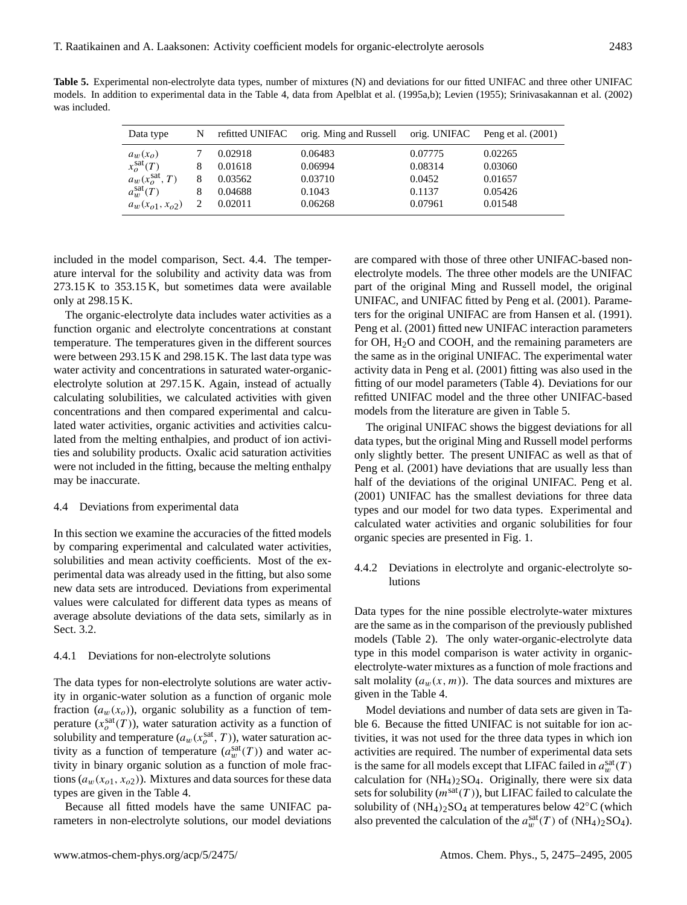**Table 5.** Experimental non-electrolyte data types, number of mixtures (N) and deviations for our fitted UNIFAC and three other UNIFAC models. In addition to experimental data in the Table 4, data from Apelblat et al. (1995a,b); Levien (1955); Srinivasakannan et al. (2002) was included.

| Data type | N | refitted UNIFAC | orig. Ming and Russell | orig. UNIFAC | Peng et al. (2001) |
|---|---|---|---|---|---|
| $a_w(x_o)$ | 7 | 0.02918 | 0.06483 | 0.07775 | 0.02265 |
| $x_o^{\text{sat}}(T)$ | 8 | 0.01618 | 0.06994 | 0.08314 | 0.03060 |
| $a_w(x_o^{\text{sat}}, T)$ | 8 | 0.03562 | 0.03710 | 0.0452 | 0.01657 |
| $a_w^{\text{sat}}(T)$ | 8 | 0.04688 | 0.1043 | 0.1137 | 0.05426 |
| $a_w(x_{o1}, x_{o2})$ | 2 | 0.02011 | 0.06268 | 0.07961 | 0.01548 |

included in the model comparison, Sect. 4.4. The temperature interval for the solubility and activity data was from 273.15 K to 353.15 K, but sometimes data were available only at 298.15 K.

The organic-electrolyte data includes water activities as a function organic and electrolyte concentrations at constant temperature. The temperatures given in the different sources were between 293.15 K and 298.15 K. The last data type was water activity and concentrations in saturated water-organic-electrolyte solution at 297.15 K. Again, instead of actually calculating solubilities, we calculated activities with given concentrations and then compared experimental and calculated water activities, organic activities and activities calculated from the melting enthalpies, and product of ion activities and solubility products. Oxalic acid saturation activities were not included in the fitting, because the melting enthalpy may be inaccurate.

## 4.4 Deviations from experimental data

In this section we examine the accuracies of the fitted models by comparing experimental and calculated water activities, solubilities and mean activity coefficients. Most of the experimental data was already used in the fitting, but also some new data sets are introduced. Deviations from experimental values were calculated for different data types as means of average absolute deviations of the data sets, similarly as in Sect. 3.2.

### 4.4.1 Deviations for non-electrolyte solutions

The data types for non-electrolyte solutions are water activity in organic-water solution as a function of organic mole fraction ($a_w(x_o)$), organic solubility as a function of temperature ($x_o^{\text{sat}}(T)$), water saturation activity as a function of solubility and temperature ($a_w(x_o^{\text{sat}}, T)$), water saturation activity as a function of temperature ($a_w^{\text{sat}}(T)$) and water activity in binary organic solution as a function of mole fractions ($a_w(x_{o1}, x_{o2})$). Mixtures and data sources for these data types are given in the Table 4.

Because all fitted models have the same UNIFAC parameters in non-electrolyte solutions, our model deviations are compared with those of three other UNIFAC-based non-electrolyte models. The three other models are the UNIFAC part of the original Ming and Russell model, the original UNIFAC, and UNIFAC fitted by Peng et al. (2001). Parameters for the original UNIFAC are from Hansen et al. (1991). Peng et al. (2001) fitted new UNIFAC interaction parameters for OH, $H_2O$ and COOH, and the remaining parameters are the same as in the original UNIFAC. The experimental water activity data in Peng et al. (2001) fitting was also used in the fitting of our model parameters (Table 4). Deviations for our refitted UNIFAC model and the three other UNIFAC-based models from the literature are given in Table 5.

The original UNIFAC shows the biggest deviations for all data types, but the original Ming and Russell model performs only slightly better. The present UNIFAC as well as that of Peng et al. (2001) have deviations that are usually less than half of the deviations of the original UNIFAC. Peng et al. (2001) UNIFAC has the smallest deviations for three data types and our model for two data types. Experimental and calculated water activities and organic solubilities for four organic species are presented in Fig. 1.

### 4.4.2 Deviations in electrolyte and organic-electrolyte solutions

Data types for the nine possible electrolyte-water mixtures are the same as in the comparison of the previously published models (Table 2). The only water-organic-electrolyte data type in this model comparison is water activity in organic-electrolyte-water mixtures as a function of mole fractions and salt molality ($a_w(x, m)$). The data sources and mixtures are given in the Table 4.

Model deviations and number of data sets are given in Table 6. Because the fitted UNIFAC is not suitable for ion activities, it was not used for the three data types in which ion activities are required. The number of experimental data sets is the same for all models except that LIFAC failed in $a_w^{\text{sat}}(T)$ calculation for $(NH_4)_2SO_4$. Originally, there were six data sets for solubility ($m^{\text{sat}}(T)$), but LIFAC failed to calculate the solubility of $(NH_4)_2SO_4$ at temperatures below 42°C (which also prevented the calculation of the $a_w^{\text{sat}}(T)$ of $(NH_4)_2SO_4$).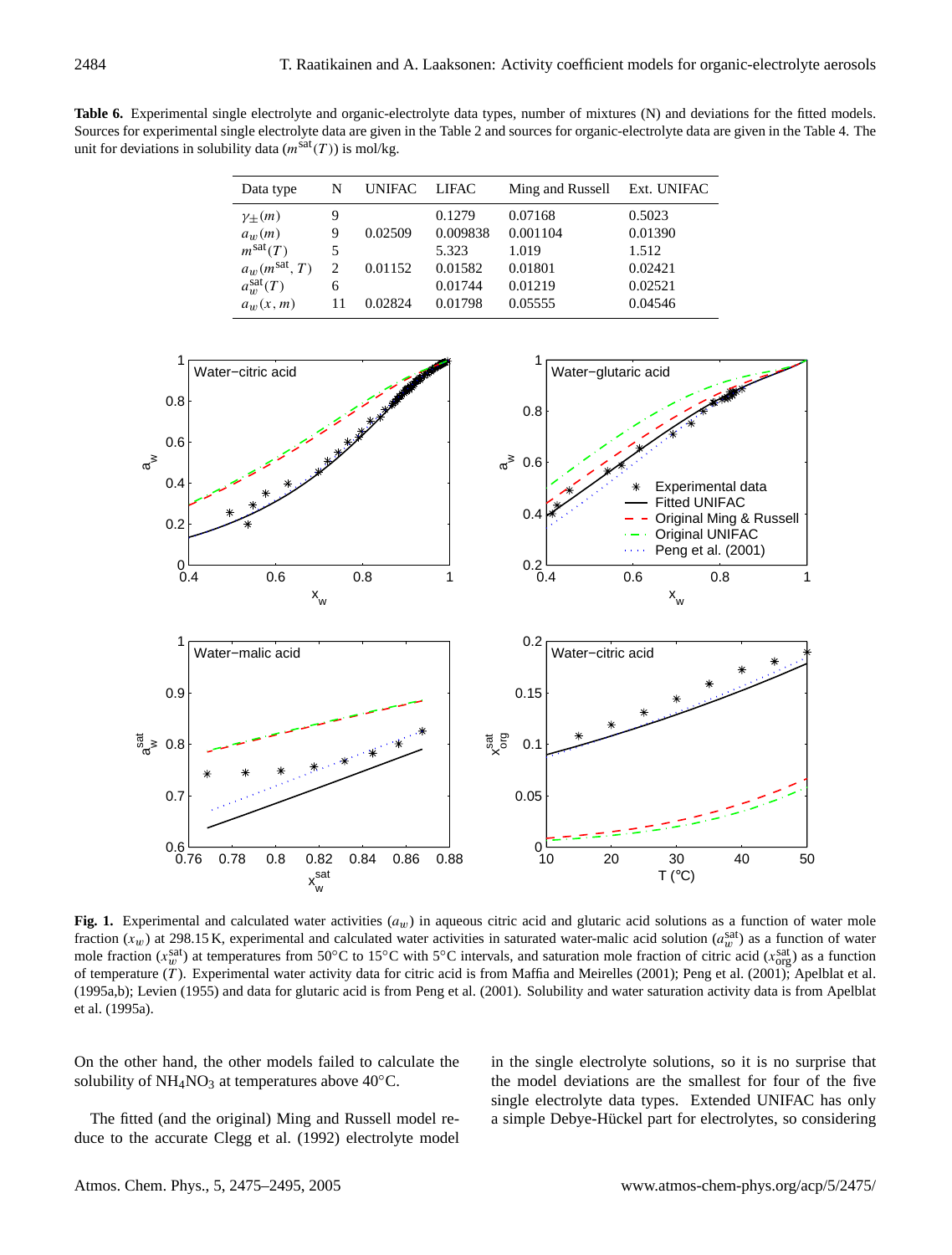**Table 6.** Experimental single electrolyte and organic-electrolyte data types, number of mixtures (N) and deviations for the fitted models. Sources for experimental single electrolyte data are given in the Table 2 and sources for organic-electrolyte data are given in the Table 4. The unit for deviations in solubility data ($m^{sat}(T)$) is mol/kg.

| Data type | N | UNIFAC | LIFAC | Ming and Russell | Ext. UNIFAC |
|---|---|---|---|---|---|
| $\gamma_{\pm}(m)$ | 9 | | 0.1279 | 0.07168 | 0.5023 |
| $a_w(m)$ | 9 | 0.02509 | 0.009838 | 0.001104 | 0.01390 |
| $m^{sat}(T)$ | 5 | | 5.323 | 1.019 | 1.512 |
| $a_w(m^{sat}, T)$ | 2 | 0.01152 | 0.01582 | 0.01801 | 0.02421 |
| $a_w^{sat}(T)$ | 6 | | 0.01744 | 0.01219 | 0.02521 |
| $a_w(x, m)$ | 11 | 0.02824 | 0.01798 | 0.05555 | 0.04546 |

**Fig. 1.** Experimental and calculated water activities ($a_w$) in aqueous citric acid and glutaric acid solutions as a function of water mole fraction ($x_w$) at 298.15 K, experimental and calculated water activities in saturated water-malic acid solution ($a_w^{sat}$) as a function of water mole fraction ($x_w^{sat}$) at temperatures from 50°C to 15°C with 5°C intervals, and saturation mole fraction of citric acid ($x_{org}^{sat}$) as a function of temperature ($T$). Experimental water activity data for citric acid is from Maffia and Meirelles (2001); Peng et al. (2001); Apelblat et al. (1995a,b); Levien (1955) and data for glutaric acid is from Peng et al. (2001). Solubility and water saturation activity data is from Apelblat et al. (1995a).

On the other hand, the other models failed to calculate the solubility of $NH_4NO_3$ at temperatures above 40°C.

The fitted (and the original) Ming and Russell model reduce to the accurate Clegg et al. (1992) electrolyte model in the single electrolyte solutions, so it is no surprise that the model deviations are the smallest for four of the five single electrolyte data types. Extended UNIFAC has only a simple Debye-Hückel part for electrolytes, so considering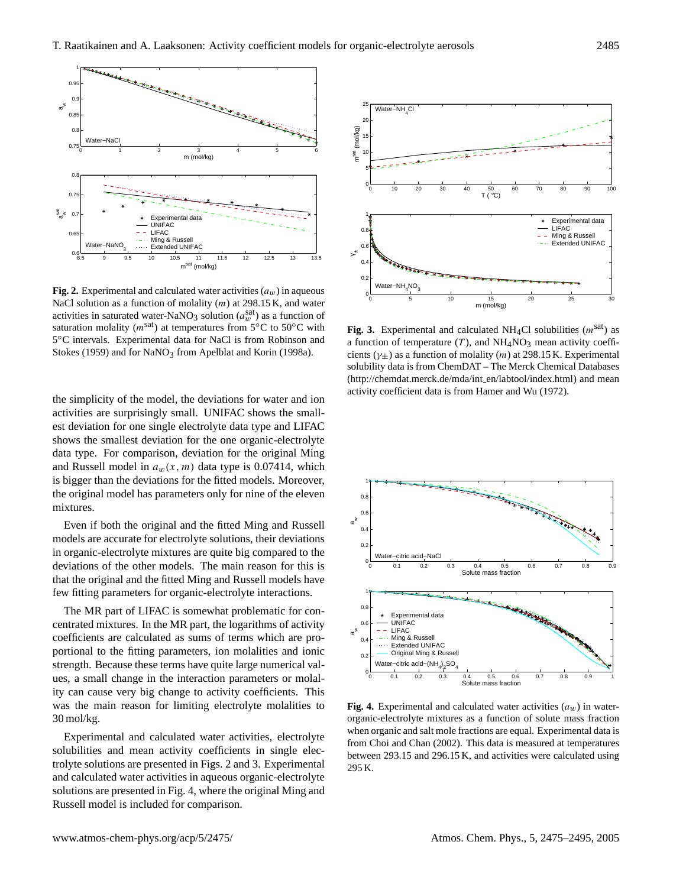**Fig. 2.** Experimental and calculated water activities ($a_w$) in aqueous NaCl solution as a function of molality ($m$) at 298.15 K, and water activities in saturated water-$NaNO_3$ solution ($a_w^{sat}$) as a function of saturation molality ($m^{sat}$) at temperatures from 5°C to 50°C with 5°C intervals. Experimental data for NaCl is from Robinson and Stokes (1959) and for $NaNO_3$ from Apelblat and Korin (1998a).

the simplicity of the model, the deviations for water and ion activities are surprisingly small. UNIFAC shows the smallest deviation for one single electrolyte data type and LIFAC shows the smallest deviation for the one organic-electrolyte data type. For comparison, deviation for the original Ming and Russell model in $a_w(x, m)$ data type is 0.07414, which is bigger than the deviations for the fitted models. Moreover, the original model has parameters only for nine of the eleven mixtures.

Even if both the original and the fitted Ming and Russell models are accurate for electrolyte solutions, their deviations in organic-electrolyte mixtures are quite big compared to the deviations of the other models. The main reason for this is that the original and the fitted Ming and Russell models have few fitting parameters for organic-electrolyte interactions.

The MR part of LIFAC is somewhat problematic for concentrated mixtures. In the MR part, the logarithms of activity coefficients are calculated as sums of terms which are proportional to the fitting parameters, ion molalities and ionic strength. Because these terms have quite large numerical values, a small change in the interaction parameters or molality can cause very big change to activity coefficients. This was the main reason for limiting electrolyte molalities to 30 mol/kg.

Experimental and calculated water activities, electrolyte solubilities and mean activity coefficients in single electrolyte solutions are presented in Figs. 2 and 3. Experimental and calculated water activities in aqueous organic-electrolyte solutions are presented in Fig. 4, where the original Ming and Russell model is included for comparison.

**Fig. 3.** Experimental and calculated $NH_4Cl$ solubilities ($m^{sat}$) as a function of temperature ($T$), and $NH_4NO_3$ mean activity coefficients ($\gamma_\pm$) as a function of molality ($m$) at 298.15 K. Experimental solubility data is from ChemDAT – The Merck Chemical Databases (http://chemdat.merck.de/mda/int_en/labtool/index.html) and mean activity coefficient data is from Hamer and Wu (1972).

**Fig. 4.** Experimental and calculated water activities ($a_w$) in water-organic-electrolyte mixtures as a function of solute mass fraction when organic and salt mole fractions are equal. Experimental data is from Choi and Chan (2002). This data is measured at temperatures between 293.15 and 296.15 K, and activities were calculated using 295 K.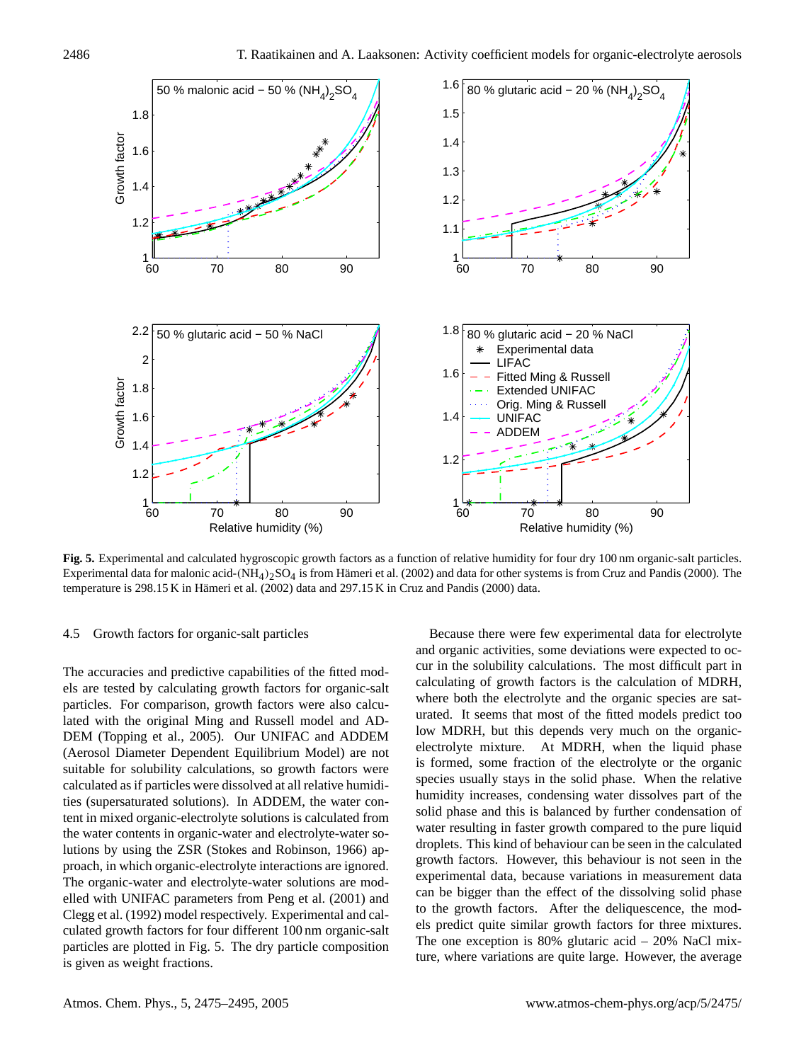**Fig. 5.** Experimental and calculated hygroscopic growth factors as a function of relative humidity for four dry 100 nm organic-salt particles. Experimental data for malonic acid-$(NH_4)_2SO_4$ is from Hämeri et al. (2002) and data for other systems is from Cruz and Pandis (2000). The temperature is 298.15 K in Hämeri et al. (2002) data and 297.15 K in Cruz and Pandis (2000) data.

### 4.5 Growth factors for organic-salt particles

The accuracies and predictive capabilities of the fitted models are tested by calculating growth factors for organic-salt particles. For comparison, growth factors were also calculated with the original Ming and Russell model and ADDEM (Topping et al., 2005). Our UNIFAC and ADDEM (Aerosol Diameter Dependent Equilibrium Model) are not suitable for solubility calculations, so growth factors were calculated as if particles were dissolved at all relative humidities (supersaturated solutions). In ADDEM, the water content in mixed organic-electrolyte solutions is calculated from the water contents in organic-water and electrolyte-water solutions by using the ZSR (Stokes and Robinson, 1966) approach, in which organic-electrolyte interactions are ignored. The organic-water and electrolyte-water solutions are modelled with UNIFAC parameters from Peng et al. (2001) and Clegg et al. (1992) model respectively. Experimental and calculated growth factors for four different 100 nm organic-salt particles are plotted in Fig. 5. The dry particle composition is given as weight fractions.

Because there were few experimental data for electrolyte and organic activities, some deviations were expected to occur in the solubility calculations. The most difficult part in calculating of growth factors is the calculation of MDRH, where both the electrolyte and the organic species are saturated. It seems that most of the fitted models predict too low MDRH, but this depends very much on the organic-electrolyte mixture. At MDRH, when the liquid phase is formed, some fraction of the electrolyte or the organic species usually stays in the solid phase. When the relative humidity increases, condensing water dissolves part of the solid phase and this is balanced by further condensation of water resulting in faster growth compared to the pure liquid droplets. This kind of behaviour can be seen in the calculated growth factors. However, this behaviour is not seen in the experimental data, because variations in measurement data can be bigger than the effect of the dissolving solid phase to the growth factors. After the deliquescence, the models predict quite similar growth factors for three mixtures. The one exception is 80% glutaric acid – 20% NaCl mixture, where variations are quite large. However, the average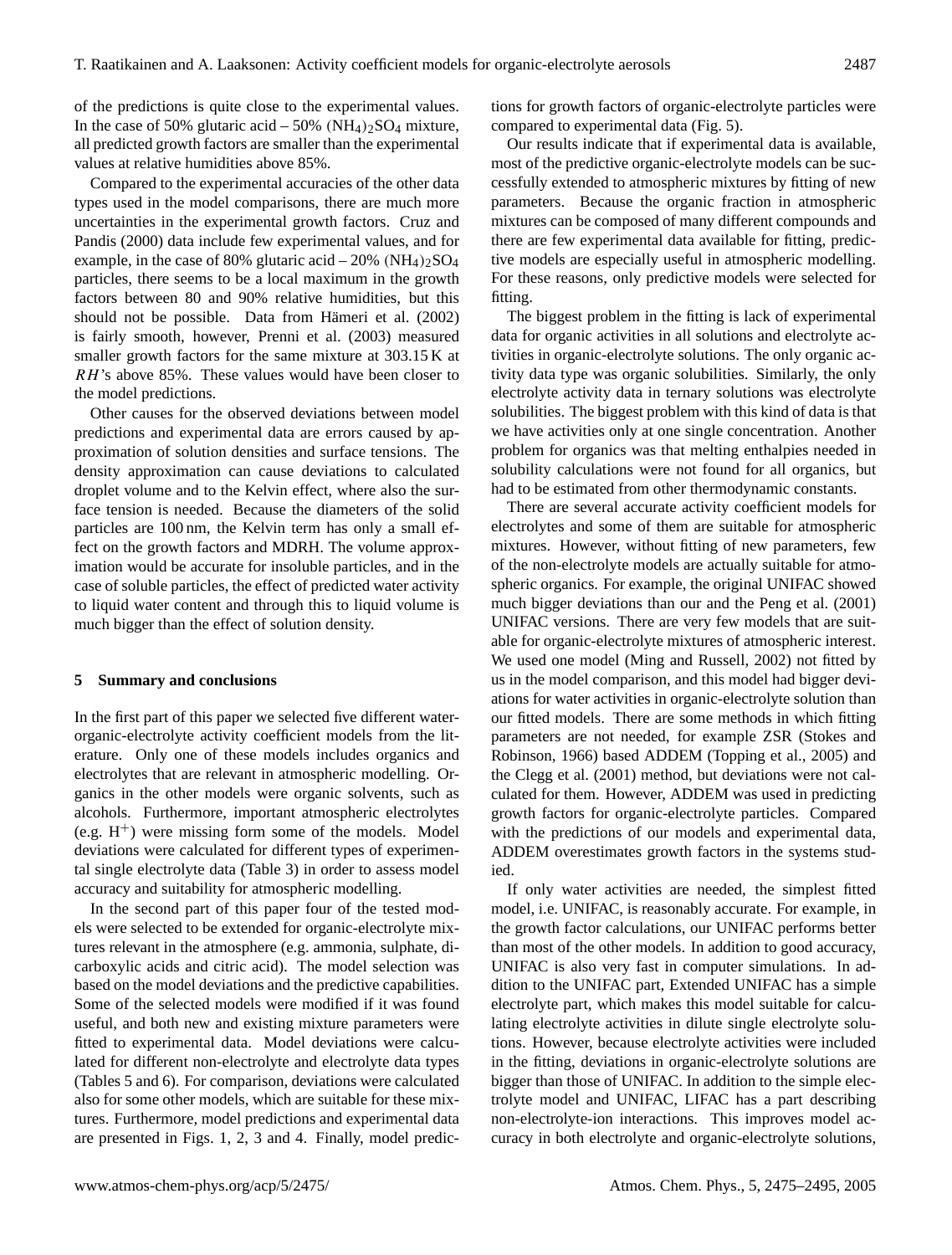of the predictions is quite close to the experimental values. In the case of 50% glutaric acid – 50% $(NH_4)_2SO_4$ mixture, all predicted growth factors are smaller than the experimental values at relative humidities above 85%.

Compared to the experimental accuracies of the other data types used in the model comparisons, there are much more uncertainties in the experimental growth factors. Cruz and Pandis (2000) data include few experimental values, and for example, in the case of 80% glutaric acid – 20% $(NH_4)_2SO_4$ particles, there seems to be a local maximum in the growth factors between 80 and 90% relative humidities, but this should not be possible. Data from Hämeri et al. (2002) is fairly smooth, however, Prenni et al. (2003) measured smaller growth factors for the same mixture at 303.15 K at $RH$'s above 85%. These values would have been closer to the model predictions.

Other causes for the observed deviations between model predictions and experimental data are errors caused by approximation of solution densities and surface tensions. The density approximation can cause deviations to calculated droplet volume and to the Kelvin effect, where also the surface tension is needed. Because the diameters of the solid particles are 100 nm, the Kelvin term has only a small effect on the growth factors and MDRH. The volume approximation would be accurate for insoluble particles, and in the case of soluble particles, the effect of predicted water activity to liquid water content and through this to liquid volume is much bigger than the effect of solution density.

## 5 Summary and conclusions

In the first part of this paper we selected five different water-organic-electrolyte activity coefficient models from the literature. Only one of these models includes organics and electrolytes that are relevant in atmospheric modelling. Organics in the other models were organic solvents, such as alcohols. Furthermore, important atmospheric electrolytes (e.g. $H^+$) were missing form some of the models. Model deviations were calculated for different types of experimental single electrolyte data (Table 3) in order to assess model accuracy and suitability for atmospheric modelling.

In the second part of this paper four of the tested models were selected to be extended for organic-electrolyte mixtures relevant in the atmosphere (e.g. ammonia, sulphate, dicarboxylic acids and citric acid). The model selection was based on the model deviations and the predictive capabilities. Some of the selected models were modified if it was found useful, and both new and existing mixture parameters were fitted to experimental data. Model deviations were calculated for different non-electrolyte and electrolyte data types (Tables 5 and 6). For comparison, deviations were calculated also for some other models, which are suitable for these mixtures. Furthermore, model predictions and experimental data are presented in Figs. 1, 2, 3 and 4. Finally, model predictions for growth factors of organic-electrolyte particles were compared to experimental data (Fig. 5).

Our results indicate that if experimental data is available, most of the predictive organic-electrolyte models can be successfully extended to atmospheric mixtures by fitting of new parameters. Because the organic fraction in atmospheric mixtures can be composed of many different compounds and there are few experimental data available for fitting, predictive models are especially useful in atmospheric modelling. For these reasons, only predictive models were selected for fitting.

The biggest problem in the fitting is lack of experimental data for organic activities in all solutions and electrolyte activities in organic-electrolyte solutions. The only organic activity data type was organic solubilities. Similarly, the only electrolyte activity data in ternary solutions was electrolyte solubilities. The biggest problem with this kind of data is that we have activities only at one single concentration. Another problem for organics was that melting enthalpies needed in solubility calculations were not found for all organics, but had to be estimated from other thermodynamic constants.

There are several accurate activity coefficient models for electrolytes and some of them are suitable for atmospheric mixtures. However, without fitting of new parameters, few of the non-electrolyte models are actually suitable for atmospheric organics. For example, the original UNIFAC showed much bigger deviations than our and the Peng et al. (2001) UNIFAC versions. There are very few models that are suitable for organic-electrolyte mixtures of atmospheric interest. We used one model (Ming and Russell, 2002) not fitted by us in the model comparison, and this model had bigger deviations for water activities in organic-electrolyte solution than our fitted models. There are some methods in which fitting parameters are not needed, for example ZSR (Stokes and Robinson, 1966) based ADDEM (Topping et al., 2005) and the Clegg et al. (2001) method, but deviations were not calculated for them. However, ADDEM was used in predicting growth factors for organic-electrolyte particles. Compared with the predictions of our models and experimental data, ADDEM overestimates growth factors in the systems studied.

If only water activities are needed, the simplest fitted model, i.e. UNIFAC, is reasonably accurate. For example, in the growth factor calculations, our UNIFAC performs better than most of the other models. In addition to good accuracy, UNIFAC is also very fast in computer simulations. In addition to the UNIFAC part, Extended UNIFAC has a simple electrolyte part, which makes this model suitable for calculating electrolyte activities in dilute single electrolyte solutions. However, because electrolyte activities were included in the fitting, deviations in organic-electrolyte solutions are bigger than those of UNIFAC. In addition to the simple electrolyte model and UNIFAC, LIFAC has a part describing non-electrolyte-ion interactions. This improves model accuracy in both electrolyte and organic-electrolyte solutions,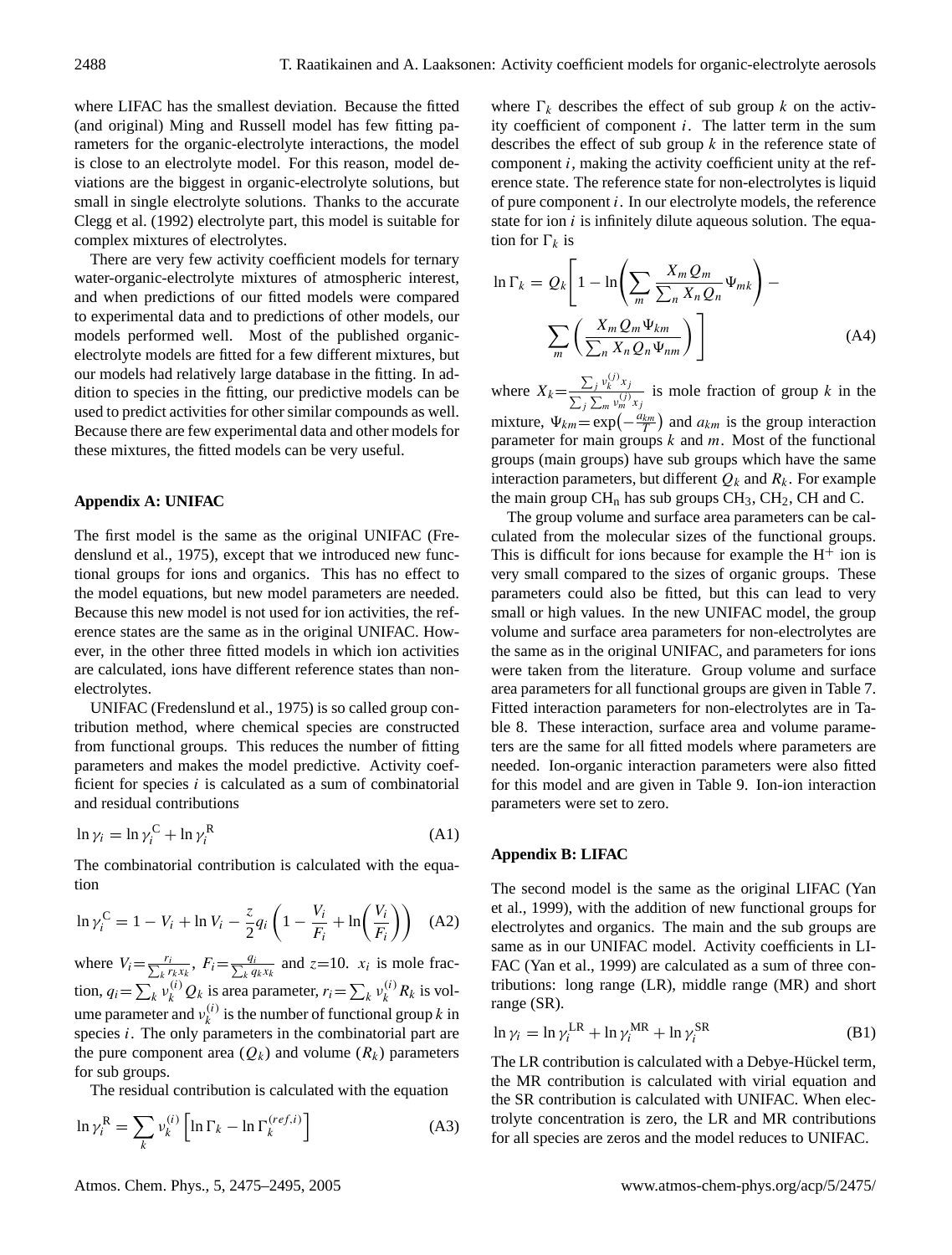where LIFAC has the smallest deviation. Because the fitted (and original) Ming and Russell model has few fitting parameters for the organic-electrolyte interactions, the model is close to an electrolyte model. For this reason, model deviations are the biggest in organic-electrolyte solutions, but small in single electrolyte solutions. Thanks to the accurate Clegg et al. (1992) electrolyte part, this model is suitable for complex mixtures of electrolytes.

There are very few activity coefficient models for ternary water-organic-electrolyte mixtures of atmospheric interest, and when predictions of our fitted models were compared to experimental data and to predictions of other models, our models performed well. Most of the published organic-electrolyte models are fitted for a few different mixtures, but our models had relatively large database in the fitting. In addition to species in the fitting, our predictive models can be used to predict activities for other similar compounds as well. Because there are few experimental data and other models for these mixtures, the fitted models can be very useful.

## Appendix A: UNIFAC

The first model is the same as the original UNIFAC (Fredenslund et al., 1975), except that we introduced new functional groups for ions and organics. This has no effect to the model equations, but new model parameters are needed. Because this new model is not used for ion activities, the reference states are the same as in the original UNIFAC. However, in the other three fitted models in which ion activities are calculated, ions have different reference states than non-electrolytes.

UNIFAC (Fredenslund et al., 1975) is so called group contribution method, where chemical species are constructed from functional groups. This reduces the number of fitting parameters and makes the model predictive. Activity coefficient for species $i$ is calculated as a sum of combinatorial and residual contributions

$$\ln \gamma_i = \ln \gamma_i^{\mathrm{C}} + \ln \gamma_i^{\mathrm{R}} \tag{A1}$$

The combinatorial contribution is calculated with the equation

$$\ln \gamma_i^{\mathrm{C}} = 1 - V_i + \ln V_i - \frac{z}{2} q_i \left(1 - \frac{V_i}{F_i} + \ln\left(\frac{V_i}{F_i}\right)\right) \tag{A2}$$

where $V_i = \frac{r_i}{\sum_k r_k x_k}$, $F_i = \frac{q_i}{\sum_k q_k x_k}$ and $z=10$. $x_i$ is mole fraction, $q_i = \sum_k \nu_k^{(i)} Q_k$ is area parameter, $r_i = \sum_k \nu_k^{(i)} R_k$ is volume parameter and $\nu_k^{(i)}$ is the number of functional group $k$ in species $i$. The only parameters in the combinatorial part are the pure component area ($Q_k$) and volume ($R_k$) parameters for sub groups.

The residual contribution is calculated with the equation

$$\ln \gamma_i^{\mathrm{R}} = \sum_k \nu_k^{(i)} \left[\ln \Gamma_k - \ln \Gamma_k^{(ref,i)}\right] \tag{A3}$$

where $\Gamma_k$ describes the effect of sub group $k$ on the activity coefficient of component $i$. The latter term in the sum describes the effect of sub group $k$ in the reference state of component $i$, making the activity coefficient unity at the reference state. The reference state for non-electrolytes is liquid of pure component $i$. In our electrolyte models, the reference state for ion $i$ is infinitely dilute aqueous solution. The equation for $\Gamma_k$ is

$$\ln \Gamma_k = Q_k \left[1 - \ln\left(\sum_m \frac{X_m Q_m}{\sum_n X_n Q_n} \Psi_{mk}\right) - \sum_m \left(\frac{X_m Q_m \Psi_{km}}{\sum_n X_n Q_n \Psi_{nm}}\right)\right] \tag{A4}$$

where $X_k = \frac{\sum_j \nu_k^{(j)} x_j}{\sum_j \sum_m \nu_m^{(j)} x_j}$ is mole fraction of group $k$ in the mixture, $\Psi_{km} = \exp\left(-\frac{a_{km}}{T}\right)$ and $a_{km}$ is the group interaction parameter for main groups $k$ and $m$. Most of the functional groups (main groups) have sub groups which have the same interaction parameters, but different $Q_k$ and $R_k$. For example the main group $CH_n$ has sub groups $CH_3$, $CH_2$, CH and C.

The group volume and surface area parameters can be calculated from the molecular sizes of the functional groups. This is difficult for ions because for example the $H^+$ ion is very small compared to the sizes of organic groups. These parameters could also be fitted, but this can lead to very small or high values. In the new UNIFAC model, the group volume and surface area parameters for non-electrolytes are the same as in the original UNIFAC, and parameters for ions were taken from the literature. Group volume and surface area parameters for all functional groups are given in Table 7. Fitted interaction parameters for non-electrolytes are in Table 8. These interaction, surface area and volume parameters are the same for all fitted models where parameters are needed. Ion-organic interaction parameters were also fitted for this model and are given in Table 9. Ion-ion interaction parameters were set to zero.

## Appendix B: LIFAC

The second model is the same as the original LIFAC (Yan et al., 1999), with the addition of new functional groups for electrolytes and organics. The main and the sub groups are same as in our UNIFAC model. Activity coefficients in LIFAC (Yan et al., 1999) are calculated as a sum of three contributions: long range (LR), middle range (MR) and short range (SR).

$$\ln \gamma_i = \ln \gamma_i^{\mathrm{LR}} + \ln \gamma_i^{\mathrm{MR}} + \ln \gamma_i^{\mathrm{SR}} \tag{B1}$$

The LR contribution is calculated with a Debye-Hückel term, the MR contribution is calculated with virial equation and the SR contribution is calculated with UNIFAC. When electrolyte concentration is zero, the LR and MR contributions for all species are zeros and the model reduces to UNIFAC.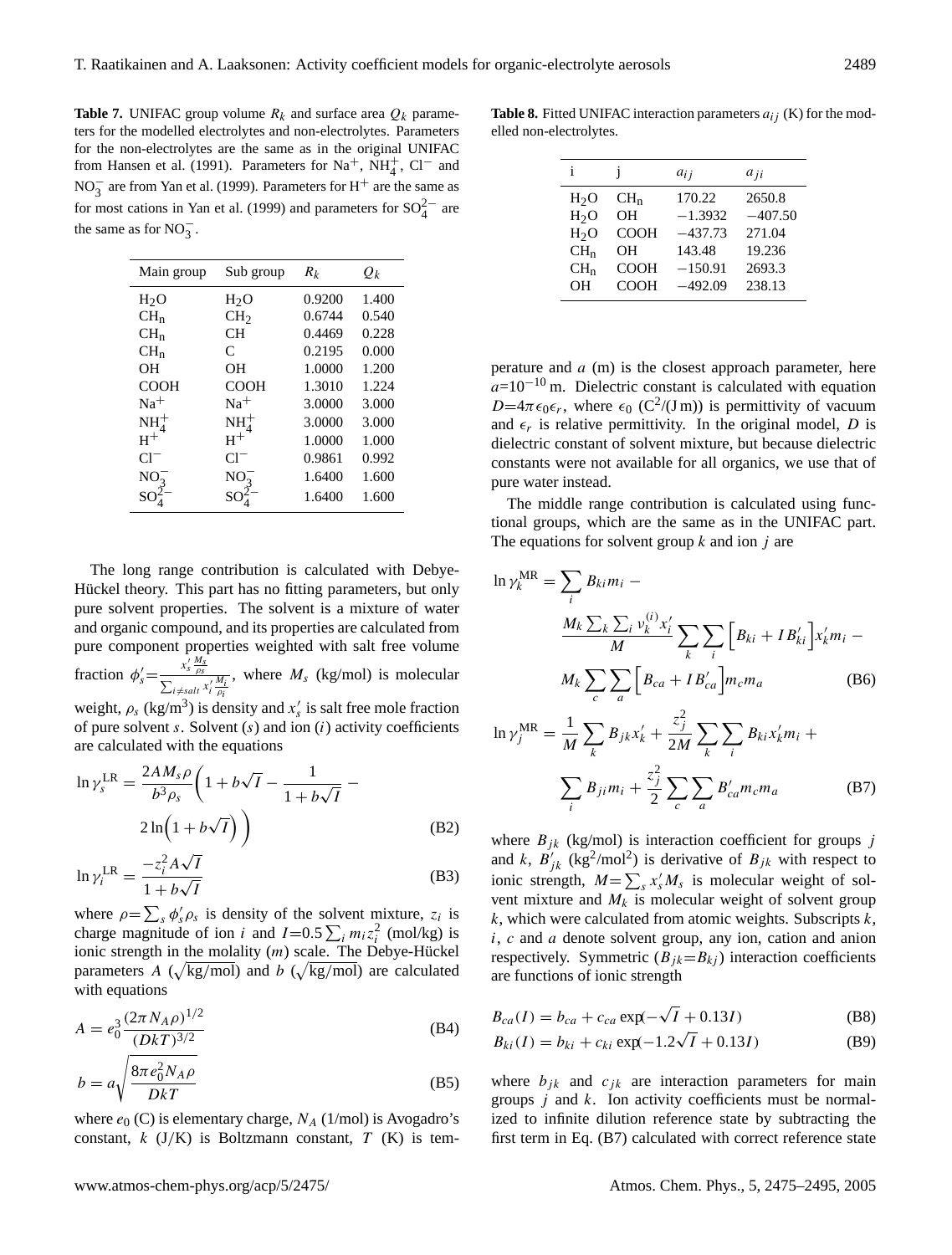**Table 7.** UNIFAC group volume $R_k$ and surface area $Q_k$ parameters for the modelled electrolytes and non-electrolytes. Parameters for the non-electrolytes are the same as in the original UNIFAC from Hansen et al. (1991). Parameters for $Na^+$, $NH_4^+$, $Cl^-$ and $NO_3^-$ are from Yan et al. (1999). Parameters for $H^+$ are the same as for most cations in Yan et al. (1999) and parameters for $SO_4^{2-}$ are the same as for $NO_3^-$.

| Main group | Sub group | $R_k$ | $Q_k$ |
|---|---|---|---|
| $H_2O$ | $H_2O$ | 0.9200 | 1.400 |
| $CH_n$ | $CH_2$ | 0.6744 | 0.540 |
| $CH_n$ | CH | 0.4469 | 0.228 |
| $CH_n$ | C | 0.2195 | 0.000 |
| OH | OH | 1.0000 | 1.200 |
| COOH | COOH | 1.3010 | 1.224 |
| $Na^+$ | $Na^+$ | 3.0000 | 3.000 |
| $NH_4^+$ | $NH_4^+$ | 3.0000 | 3.000 |
| $H^+$ | $H^+$ | 1.0000 | 1.000 |
| $Cl^-$ | $Cl^-$ | 0.9861 | 0.992 |
| $NO_3^-$ | $NO_3^-$ | 1.6400 | 1.600 |
| $SO_4^{2-}$ | $SO_4^{2-}$ | 1.6400 | 1.600 |

**Table 8.** Fitted UNIFAC interaction parameters $a_{ij}$ (K) for the modelled non-electrolytes.

| i | j | $a_{ij}$ | $a_{ji}$ |
|---|---|---|---|
| $H_2O$ | $CH_n$ | 170.22 | 2650.8 |
| $H_2O$ | OH | −1.3932 | −407.50 |
| $H_2O$ | COOH | −437.73 | 271.04 |
| $CH_n$ | OH | 143.48 | 19.236 |
| $CH_n$ | COOH | −150.91 | 2693.3 |
| OH | COOH | −492.09 | 238.13 |

The long range contribution is calculated with Debye-Hückel theory. This part has no fitting parameters, but only pure solvent properties. The solvent is a mixture of water and organic compound, and its properties are calculated from pure component properties weighted with salt free volume fraction $\phi_s'=\frac{x_s' \frac{M_s}{\rho_s}}{\sum_{i\neq salt} x_i' \frac{M_i}{\rho_i}}$, where $M_s$ (kg/mol) is molecular weight, $\rho_s$ (kg/m$^3$) is density and $x_s'$ is salt free mole fraction of pure solvent $s$. Solvent ($s$) and ion ($i$) activity coefficients are calculated with the equations

$$\ln \gamma_s^{\mathrm{LR}} = \frac{2AM_s\rho}{b^3\rho_s}\left(1+b\sqrt{I}-\frac{1}{1+b\sqrt{I}}-2\ln\left(1+b\sqrt{I}\right)\right) \tag{B2}$$

$$\ln \gamma_i^{\mathrm{LR}} = \frac{-z_i^2 A\sqrt{I}}{1+b\sqrt{I}} \tag{B3}$$

where $\rho=\sum_s \phi_s'\rho_s$ is density of the solvent mixture, $z_i$ is charge magnitude of ion $i$ and $I=0.5\sum_i m_i z_i^2$ (mol/kg) is ionic strength in the molality ($m$) scale. The Debye-Hückel parameters $A$ ($\sqrt{\mathrm{kg/mol}}$) and $b$ ($\sqrt{\mathrm{kg/mol}}$) are calculated with equations

$$A = e_0^3\frac{(2\pi N_A\rho)^{1/2}}{(DkT)^{3/2}} \tag{B4}$$

$$b = a\sqrt{\frac{8\pi e_0^2 N_A\rho}{DkT}} \tag{B5}$$

where $e_0$ (C) is elementary charge, $N_A$ (1/mol) is Avogadro's constant, $k$ (J/K) is Boltzmann constant, $T$ (K) is temperature and $a$ (m) is the closest approach parameter, here $a$=10$^{-10}$ m. Dielectric constant is calculated with equation $D=4\pi\epsilon_0\epsilon_r$, where $\epsilon_0$ (C$^2$/(J m)) is permittivity of vacuum and $\epsilon_r$ is relative permittivity. In the original model, $D$ is dielectric constant of solvent mixture, but because dielectric constants were not available for all organics, we use that of pure water instead.

The middle range contribution is calculated using functional groups, which are the same as in the UNIFAC part. The equations for solvent group $k$ and ion $j$ are

$$\ln \gamma_k^{\mathrm{MR}} = \sum_i B_{ki}m_i - \frac{M_k\sum_k\sum_i \nu_k^{(i)}x_i'}{M}\sum_k\sum_i\left[B_{ki}+IB_{ki}'\right]x_k'm_i - M_k\sum_c\sum_a\left[B_{ca}+IB_{ca}'\right]m_c m_a \tag{B6}$$

$$\ln \gamma_j^{\mathrm{MR}} = \frac{1}{M}\sum_k B_{jk}x_k' + \frac{z_j^2}{2M}\sum_k\sum_i B_{ki}x_k'm_i + \sum_i B_{ji}m_i + \frac{z_j^2}{2}\sum_c\sum_a B_{ca}'m_c m_a \tag{B7}$$

where $B_{jk}$ (kg/mol) is interaction coefficient for groups $j$ and $k$, $B_{jk}'$ (kg$^2$/mol$^2$) is derivative of $B_{jk}$ with respect to ionic strength, $M=\sum_s x_s'M_s$ is molecular weight of solvent mixture and $M_k$ is molecular weight of solvent group $k$, which were calculated from atomic weights. Subscripts $k$, $i$, $c$ and $a$ denote solvent group, any ion, cation and anion respectively. Symmetric ($B_{jk}=B_{kj}$) interaction coefficients are functions of ionic strength

$$B_{ca}(I) = b_{ca} + c_{ca}\exp(-\sqrt{I}+0.13I) \tag{B8}$$

$$B_{ki}(I) = b_{ki} + c_{ki}\exp(-1.2\sqrt{I}+0.13I) \tag{B9}$$

where $b_{jk}$ and $c_{jk}$ are interaction parameters for main groups $j$ and $k$. Ion activity coefficients must be normalized to infinite dilution reference state by subtracting the first term in Eq. (B7) calculated with correct reference state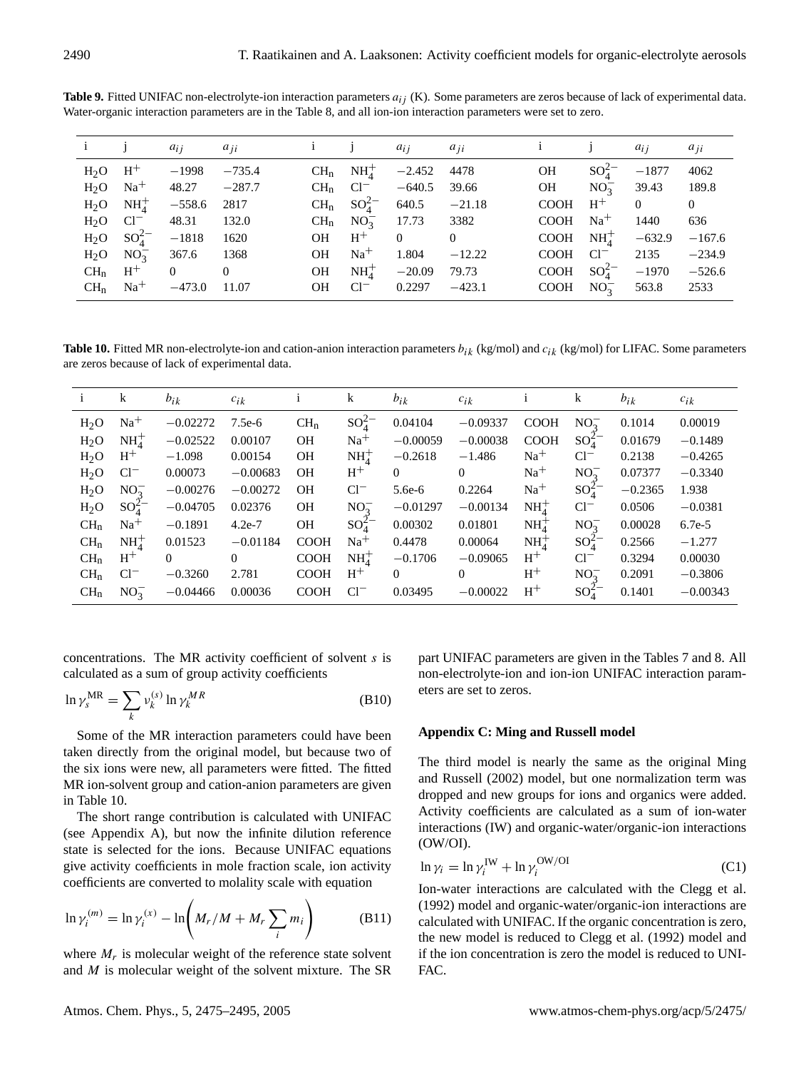**Table 9.** Fitted UNIFAC non-electrolyte-ion interaction parameters $a_{ij}$ (K). Some parameters are zeros because of lack of experimental data. Water-organic interaction parameters are in the Table 8, and all ion-ion interaction parameters were set to zero.

| i | j | $a_{ij}$ | $a_{ji}$ | i | j | $a_{ij}$ | $a_{ji}$ | i | j | $a_{ij}$ | $a_{ji}$ |
|---|---|---|---|---|---|---|---|---|---|---|---|
| $H_2O$ | $H^+$ | −1998 | −735.4 | $CH_n$ | $NH_4^+$ | −2.452 | 4478 | OH | $SO_4^{2-}$ | −1877 | 4062 |
| $H_2O$ | $Na^+$ | 48.27 | −287.7 | $CH_n$ | $Cl^-$ | −640.5 | 39.66 | OH | $NO_3^-$ | 39.43 | 189.8 |
| $H_2O$ | $NH_4^+$ | −558.6 | 2817 | $CH_n$ | $SO_4^{2-}$ | 640.5 | −21.18 | COOH | $H^+$ | 0 | 0 |
| $H_2O$ | $Cl^-$ | 48.31 | 132.0 | $CH_n$ | $NO_3^-$ | 17.73 | 3382 | COOH | $Na^+$ | 1440 | 636 |
| $H_2O$ | $SO_4^{2-}$ | −1818 | 1620 | OH | $H^+$ | 0 | 0 | COOH | $NH_4^+$ | −632.9 | −167.6 |
| $H_2O$ | $NO_3^-$ | 367.6 | 1368 | OH | $Na^+$ | 1.804 | −12.22 | COOH | $Cl^-$ | 2135 | −234.9 |
| $CH_n$ | $H^+$ | 0 | 0 | OH | $NH_4^+$ | −20.09 | 79.73 | COOH | $SO_4^{2-}$ | −1970 | −526.6 |
| $CH_n$ | $Na^+$ | −473.0 | 11.07 | OH | $Cl^-$ | 0.2297 | −423.1 | COOH | $NO_3^-$ | 563.8 | 2533 |

**Table 10.** Fitted MR non-electrolyte-ion and cation-anion interaction parameters $b_{ik}$ (kg/mol) and $c_{ik}$ (kg/mol) for LIFAC. Some parameters are zeros because of lack of experimental data.

| i | k | $b_{ik}$ | $c_{ik}$ | i | k | $b_{ik}$ | $c_{ik}$ | i | k | $b_{ik}$ | $c_{ik}$ |
|---|---|---|---|---|---|---|---|---|---|---|---|
| $H_2O$ | $Na^+$ | −0.02272 | 7.5e-6 | $CH_n$ | $SO_4^{2-}$ | 0.04104 | −0.09337 | COOH | $NO_3^-$ | 0.1014 | 0.00019 |
| $H_2O$ | $NH_4^+$ | −0.02522 | 0.00107 | OH | $Na^+$ | −0.00059 | −0.00038 | COOH | $SO_4^{2-}$ | 0.01679 | −0.1489 |
| $H_2O$ | $H^+$ | −1.098 | 0.00154 | OH | $NH_4^+$ | −0.2618 | −1.486 | $Na^+$ | $Cl^-$ | 0.2138 | −0.4265 |
| $H_2O$ | $Cl^-$ | 0.00073 | −0.00683 | OH | $H^+$ | 0 | 0 | $Na^+$ | $NO_3^-$ | 0.07377 | −0.3340 |
| $H_2O$ | $NO_3^-$ | −0.00276 | −0.00272 | OH | $Cl^-$ | 5.6e-6 | 0.2264 | $Na^+$ | $SO_4^{2-}$ | −0.2365 | 1.938 |
| $H_2O$ | $SO_4^{2-}$ | −0.04705 | 0.02376 | OH | $NO_3^-$ | −0.01297 | −0.00134 | $NH_4^+$ | $Cl^-$ | 0.0506 | −0.0381 |
| $CH_n$ | $Na^+$ | −0.1891 | 4.2e-7 | OH | $SO_4^{2-}$ | 0.00302 | 0.01801 | $NH_4^+$ | $NO_3^-$ | 0.00028 | 6.7e-5 |
| $CH_n$ | $NH_4^+$ | 0.01523 | −0.01184 | COOH | $Na^+$ | 0.4478 | 0.00064 | $NH_4^+$ | $SO_4^{2-}$ | 0.2566 | −1.277 |
| $CH_n$ | $H^+$ | 0 | 0 | COOH | $NH_4^+$ | −0.1706 | −0.09065 | $H^+$ | $Cl^-$ | 0.3294 | 0.00030 |
| $CH_n$ | $Cl^-$ | −0.3260 | 2.781 | COOH | $H^+$ | 0 | 0 | $H^+$ | $NO_3^-$ | 0.2091 | −0.3806 |
| $CH_n$ | $NO_3^-$ | −0.04466 | 0.00036 | COOH | $Cl^-$ | 0.03495 | −0.00022 | $H^+$ | $SO_4^{2-}$ | 0.1401 | −0.00343 |

concentrations. The MR activity coefficient of solvent $s$ is calculated as a sum of group activity coefficients

$$\ln \gamma_s^{\mathrm{MR}} = \sum_k \nu_k^{(s)} \ln \gamma_k^{MR} \tag{B10}$$

Some of the MR interaction parameters could have been taken directly from the original model, but because two of the six ions were new, all parameters were fitted. The fitted MR ion-solvent group and cation-anion parameters are given in Table 10.

The short range contribution is calculated with UNIFAC (see Appendix A), but now the infinite dilution reference state is selected for the ions. Because UNIFAC equations give activity coefficients in mole fraction scale, ion activity coefficients are converted to molality scale with equation

$$\ln \gamma_i^{(m)} = \ln \gamma_i^{(x)} - \ln\left(M_r/M + M_r \sum_i m_i\right) \tag{B11}$$

where $M_r$ is molecular weight of the reference state solvent and $M$ is molecular weight of the solvent mixture. The SR part UNIFAC parameters are given in the Tables 7 and 8. All non-electrolyte-ion and ion-ion UNIFAC interaction parameters are set to zeros.

## Appendix C: Ming and Russell model

The third model is nearly the same as the original Ming and Russell (2002) model, but one normalization term was dropped and new groups for ions and organics were added. Activity coefficients are calculated as a sum of ion-water interactions (IW) and organic-water/organic-ion interactions (OW/OI).

$$\ln \gamma_i = \ln \gamma_i^{\mathrm{IW}} + \ln \gamma_i^{\mathrm{OW/OI}} \tag{C1}$$

Ion-water interactions are calculated with the Clegg et al. (1992) model and organic-water/organic-ion interactions are calculated with UNIFAC. If the organic concentration is zero, the new model is reduced to Clegg et al. (1992) model and if the ion concentration is zero the model is reduced to UNIFAC.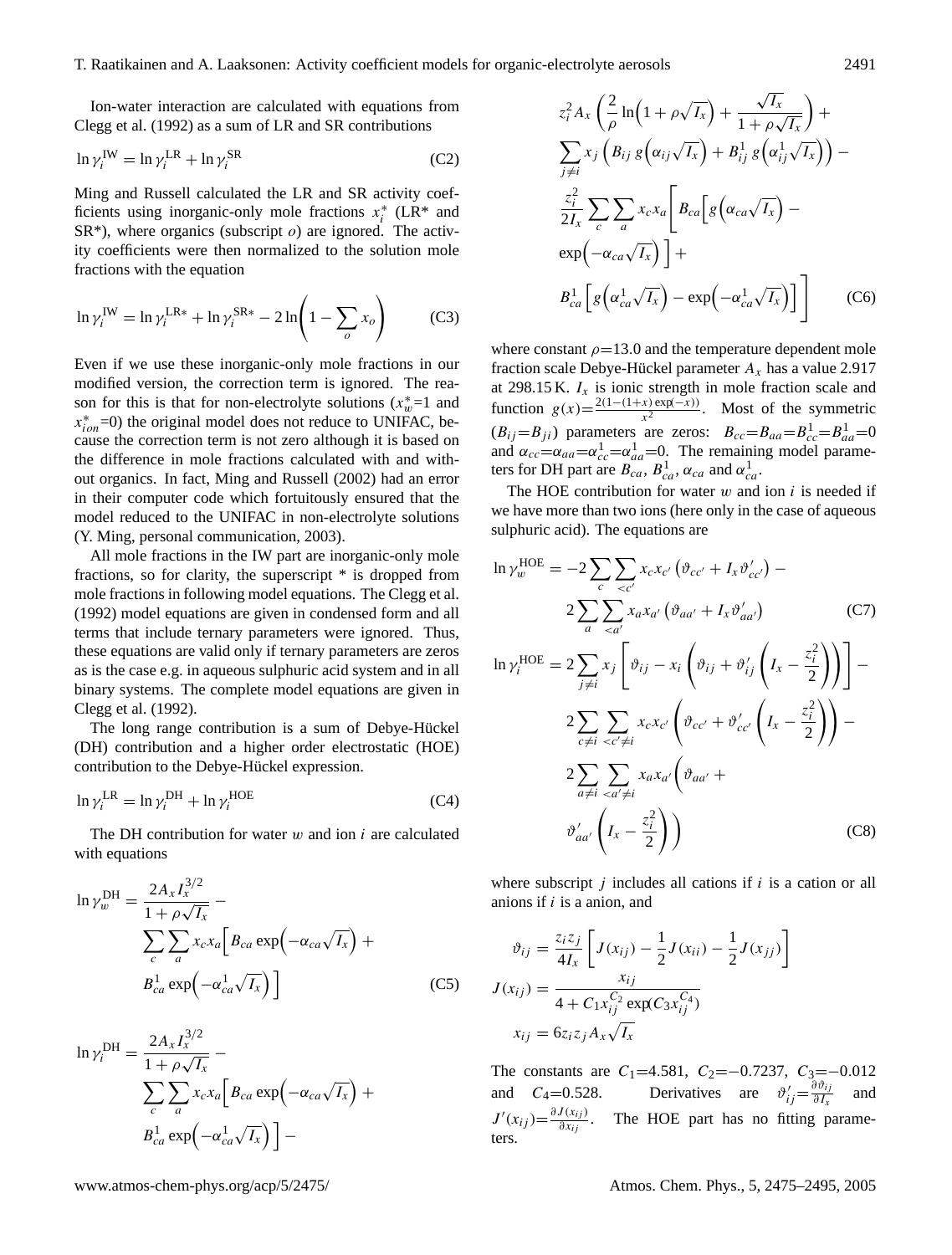Ion-water interaction are calculated with equations from Clegg et al. (1992) as a sum of LR and SR contributions

$$\ln \gamma_i^{\mathrm{IW}} = \ln \gamma_i^{\mathrm{LR}} + \ln \gamma_i^{\mathrm{SR}} \tag{C2}$$

Ming and Russell calculated the LR and SR activity coefficients using inorganic-only mole fractions $x_i^*$ (LR* and SR*), where organics (subscript $o$) are ignored. The activity coefficients were then normalized to the solution mole fractions with the equation

$$\ln \gamma_i^{\mathrm{IW}} = \ln \gamma_i^{\mathrm{LR}*} + \ln \gamma_i^{\mathrm{SR}*} - 2\ln\left(1 - \sum_o x_o\right) \tag{C3}$$

Even if we use these inorganic-only mole fractions in our modified version, the correction term is ignored. The reason for this is that for non-electrolyte solutions ($x_w^*$=1 and $x_{ion}^*$=0) the original model does not reduce to UNIFAC, because the correction term is not zero although it is based on the difference in mole fractions calculated with and without organics. In fact, Ming and Russell (2002) had an error in their computer code which fortuitously ensured that the model reduced to the UNIFAC in non-electrolyte solutions (Y. Ming, personal communication, 2003).

All mole fractions in the IW part are inorganic-only mole fractions, so for clarity, the superscript * is dropped from mole fractions in following model equations. The Clegg et al. (1992) model equations are given in condensed form and all terms that include ternary parameters were ignored. Thus, these equations are valid only if ternary parameters are zeros as is the case e.g. in aqueous sulphuric acid system and in all binary systems. The complete model equations are given in Clegg et al. (1992).

The long range contribution is a sum of Debye-Hückel (DH) contribution and a higher order electrostatic (HOE) contribution to the Debye-Hückel expression.

$$\ln \gamma_i^{\mathrm{LR}} = \ln \gamma_i^{\mathrm{DH}} + \ln \gamma_i^{\mathrm{HOE}} \tag{C4}$$

The DH contribution for water $w$ and ion $i$ are calculated with equations

$$\ln \gamma_w^{\mathrm{DH}} = \frac{2A_x I_x^{3/2}}{1+\rho\sqrt{I_x}} - \sum_c \sum_a x_c x_a \Big[ B_{ca} \exp\!\left(-\alpha_{ca}\sqrt{I_x}\right) + B_{ca}^1 \exp\!\left(-\alpha_{ca}^1\sqrt{I_x}\right) \Big] \tag{C5}$$

$$\begin{aligned}
\ln \gamma_i^{\mathrm{DH}} = {} & \frac{2A_x I_x^{3/2}}{1+\rho\sqrt{I_x}} - \sum_c \sum_a x_c x_a \Big[ B_{ca} \exp\!\left(-\alpha_{ca}\sqrt{I_x}\right) + B_{ca}^1 \exp\!\left(-\alpha_{ca}^1\sqrt{I_x}\right) \Big] - \\
& z_i^2 A_x \left( \frac{2}{\rho} \ln\!\left(1+\rho\sqrt{I_x}\right) + \frac{\sqrt{I_x}}{1+\rho\sqrt{I_x}} \right) + \\
& \sum_{j \neq i} x_j \left( B_{ij}\, g\!\left(\alpha_{ij}\sqrt{I_x}\right) + B_{ij}^1\, g\!\left(\alpha_{ij}^1\sqrt{I_x}\right) \right) - \\
& \frac{z_i^2}{2I_x} \sum_c \sum_a x_c x_a \Bigg[ B_{ca}\Big[ g\!\left(\alpha_{ca}\sqrt{I_x}\right) - \exp\!\left(-\alpha_{ca}\sqrt{I_x}\right) \Big] + \\
& B_{ca}^1 \Big[ g\!\left(\alpha_{ca}^1\sqrt{I_x}\right) - \exp\!\left(-\alpha_{ca}^1\sqrt{I_x}\right) \Big] \Bigg]
\end{aligned} \tag{C6}$$

where constant $\rho$=13.0 and the temperature dependent mole fraction scale Debye-Hückel parameter $A_x$ has a value 2.917 at 298.15 K. $I_x$ is ionic strength in mole fraction scale and function $g(x)=\frac{2(1-(1+x)\exp(-x))}{x^2}$. Most of the symmetric ($B_{ij}$=$B_{ji}$) parameters are zeros: $B_{cc}$=$B_{aa}$=$B_{cc}^1$=$B_{aa}^1$=0 and $\alpha_{cc}$=$\alpha_{aa}$=$\alpha_{cc}^1$=$\alpha_{aa}^1$=0. The remaining model parameters for DH part are $B_{ca}$, $B_{ca}^1$, $\alpha_{ca}$ and $\alpha_{ca}^1$.

The HOE contribution for water $w$ and ion $i$ is needed if we have more than two ions (here only in the case of aqueous sulphuric acid). The equations are

$$\ln \gamma_w^{\mathrm{HOE}} = -2\sum_c \sum_{<c'} x_c x_{c'} \left( \vartheta_{cc'} + I_x \vartheta'_{cc'} \right) - 2\sum_a \sum_{<a'} x_a x_{a'} \left( \vartheta_{aa'} + I_x \vartheta'_{aa'} \right) \tag{C7}$$

$$\begin{aligned}
\ln \gamma_i^{\mathrm{HOE}} = {} & 2\sum_{j\neq i} x_j \left[ \vartheta_{ij} - x_i \left( \vartheta_{ij} + \vartheta'_{ij} \left( I_x - \frac{z_i^2}{2} \right) \right) \right] - \\
& 2\sum_{c\neq i} \sum_{<c'\neq i} x_c x_{c'} \left( \vartheta_{cc'} + \vartheta'_{cc'} \left( I_x - \frac{z_i^2}{2} \right) \right) - \\
& 2\sum_{a\neq i} \sum_{<a'\neq i} x_a x_{a'} \left( \vartheta_{aa'} + \vartheta'_{aa'} \left( I_x - \frac{z_i^2}{2} \right) \right)
\end{aligned} \tag{C8}$$

where subscript $j$ includes all cations if $i$ is a cation or all anions if $i$ is a anion, and

$$\vartheta_{ij} = \frac{z_i z_j}{4I_x} \left[ J(x_{ij}) - \frac{1}{2}J(x_{ii}) - \frac{1}{2}J(x_{jj}) \right]$$

$$J(x_{ij}) = \frac{x_{ij}}{4 + C_1 x_{ij}^{C_2} \exp(C_3 x_{ij}^{C_4})}$$

$$x_{ij} = 6 z_i z_j A_x \sqrt{I_x}$$

The constants are $C_1$=4.581, $C_2$=−0.7237, $C_3$=−0.012 and $C_4$=0.528. Derivatives are $\vartheta'_{ij}=\frac{\partial \vartheta_{ij}}{\partial I_x}$ and $J'(x_{ij})=\frac{\partial J(x_{ij})}{\partial x_{ij}}$. The HOE part has no fitting parameters.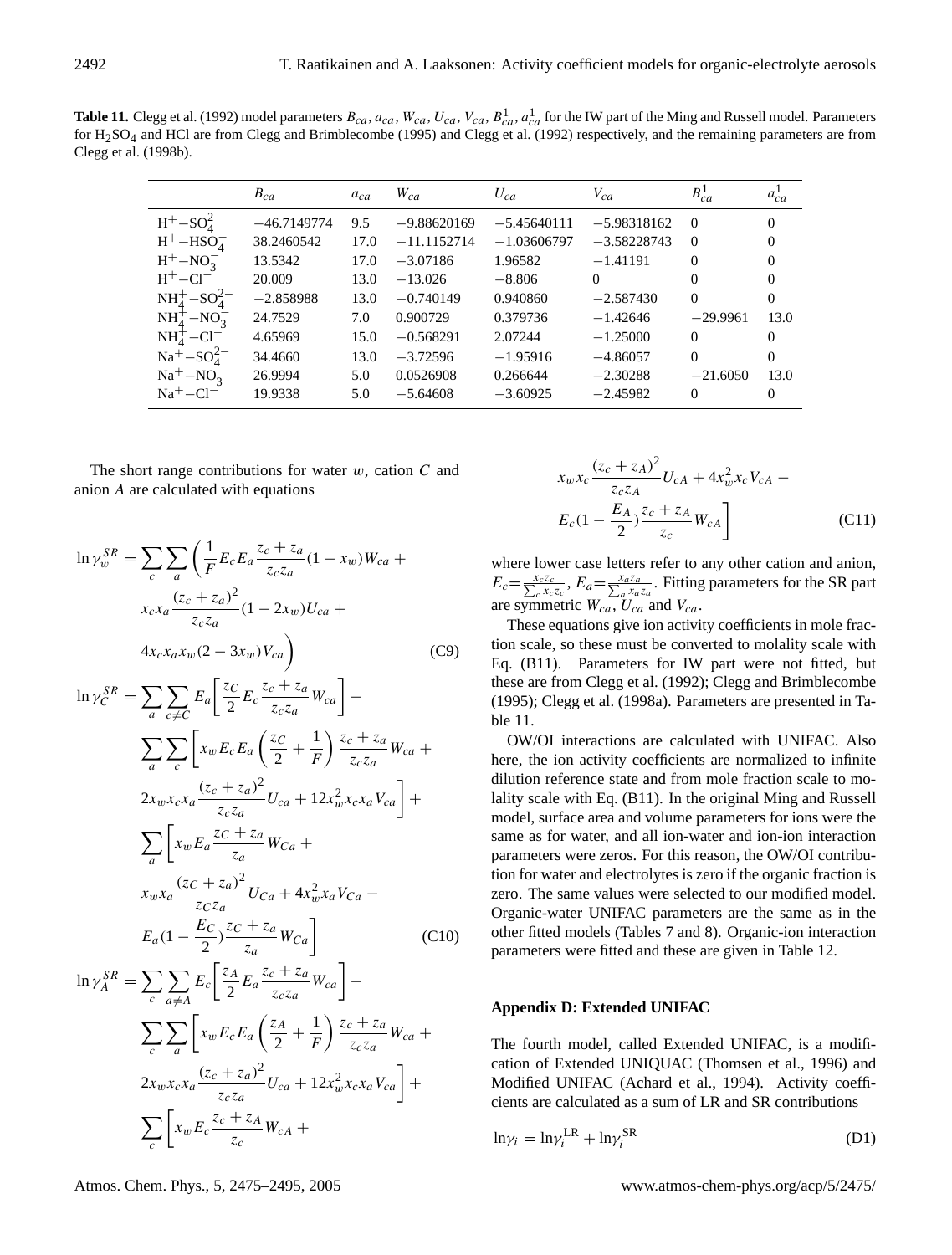**Table 11.** Clegg et al. (1992) model parameters $B_{ca}$, $a_{ca}$, $W_{ca}$, $U_{ca}$, $V_{ca}$, $B^1_{ca}$, $a^1_{ca}$ for the IW part of the Ming and Russell model. Parameters for $H_2SO_4$ and HCl are from Clegg and Brimblecombe (1995) and Clegg et al. (1992) respectively, and the remaining parameters are from Clegg et al. (1998b).

| | $B_{ca}$ | $a_{ca}$ | $W_{ca}$ | $U_{ca}$ | $V_{ca}$ | $B^1_{ca}$ | $a^1_{ca}$ |
|---|---|---|---|---|---|---|---|
| $H^+-SO_4^{2-}$ | −46.7149774 | 9.5 | −9.88620169 | −5.45640111 | −5.98318162 | 0 | 0 |
| $H^+-HSO_4^-$ | 38.2460542 | 17.0 | −11.1152714 | −1.03606797 | −3.58228743 | 0 | 0 |
| $H^+-NO_3^-$ | 13.5342 | 17.0 | −3.07186 | 1.96582 | −1.41191 | 0 | 0 |
| $H^+-Cl^-$ | 20.009 | 13.0 | −13.026 | −8.806 | 0 | 0 | 0 |
| $NH_4^+-SO_4^{2-}$ | −2.858988 | 13.0 | −0.740149 | 0.940860 | −2.587430 | 0 | 0 |
| $NH_4^+-NO_3^-$ | 24.7529 | 7.0 | 0.900729 | 0.379736 | −1.42646 | −29.9961 | 13.0 |
| $NH_4^+-Cl^-$ | 4.65969 | 15.0 | −0.568291 | 2.07244 | −1.25000 | 0 | 0 |
| $Na^+-SO_4^{2-}$ | 34.4660 | 13.0 | −3.72596 | −1.95916 | −4.86057 | 0 | 0 |
| $Na^+-NO_3^-$ | 26.9994 | 5.0 | 0.0526908 | 0.266644 | −2.30288 | −21.6050 | 13.0 |
| $Na^+-Cl^-$ | 19.9338 | 5.0 | −5.64608 | −3.60925 | −2.45982 | 0 | 0 |

The short range contributions for water $w$, cation $C$ and anion $A$ are calculated with equations

$$\ln\gamma_w^{SR} = \sum_c\sum_a\bigg(\frac{1}{F}E_cE_a\frac{z_c+z_a}{z_cz_a}(1-x_w)W_{ca} + x_cx_a\frac{(z_c+z_a)^2}{z_cz_a}(1-2x_w)U_{ca} + 4x_cx_ax_w(2-3x_w)V_{ca}\bigg) \tag{C9}$$

$$\begin{aligned}\ln\gamma_C^{SR} = {}& \sum_a\sum_{c\neq C}E_a\bigg[\frac{z_C}{2}E_c\frac{z_c+z_a}{z_cz_a}W_{ca}\bigg] - \\ & \sum_a\sum_c\bigg[x_wE_cE_a\left(\frac{z_C}{2}+\frac{1}{F}\right)\frac{z_c+z_a}{z_cz_a}W_{ca} + 2x_wx_cx_a\frac{(z_c+z_a)^2}{z_cz_a}U_{ca} + 12x_w^2x_cx_aV_{ca}\bigg] + \\ & \sum_a\bigg[x_wE_a\frac{z_C+z_a}{z_a}W_{Ca} + x_wx_a\frac{(z_C+z_a)^2}{z_Cz_a}U_{Ca} + 4x_w^2x_aV_{Ca} - E_a(1-\frac{E_C}{2})\frac{z_C+z_a}{z_a}W_{Ca}\bigg]\end{aligned} \tag{C10}$$

$$\begin{aligned}\ln\gamma_A^{SR} = {}& \sum_c\sum_{a\neq A}E_c\bigg[\frac{z_A}{2}E_a\frac{z_c+z_a}{z_cz_a}W_{ca}\bigg] - \\ & \sum_c\sum_a\bigg[x_wE_cE_a\left(\frac{z_A}{2}+\frac{1}{F}\right)\frac{z_c+z_a}{z_cz_a}W_{ca} + 2x_wx_cx_a\frac{(z_c+z_a)^2}{z_cz_a}U_{ca} + 12x_w^2x_cx_aV_{ca}\bigg] + \\ & \sum_c\bigg[x_wE_c\frac{z_c+z_A}{z_c}W_{cA} + x_wx_c\frac{(z_c+z_A)^2}{z_cz_A}U_{cA} + 4x_w^2x_cV_{cA} - E_c(1-\frac{E_A}{2})\frac{z_c+z_A}{z_c}W_{cA}\bigg]\end{aligned} \tag{C11}$$

where lower case letters refer to any other cation and anion, $E_c=\frac{x_cz_c}{\sum_c x_cz_c}$, $E_a=\frac{x_az_a}{\sum_a x_az_a}$. Fitting parameters for the SR part are symmetric $W_{ca}$, $U_{ca}$ and $V_{ca}$.

These equations give ion activity coefficients in mole fraction scale, so these must be converted to molality scale with Eq. (B11). Parameters for IW part were not fitted, but these are from Clegg et al. (1992); Clegg and Brimblecombe (1995); Clegg et al. (1998a). Parameters are presented in Table 11.

OW/OI interactions are calculated with UNIFAC. Also here, the ion activity coefficients are normalized to infinite dilution reference state and from mole fraction scale to molality scale with Eq. (B11). In the original Ming and Russell model, surface area and volume parameters for ions were the same as for water, and all ion-water and ion-ion interaction parameters were zeros. For this reason, the OW/OI contribution for water and electrolytes is zero if the organic fraction is zero. The same values were selected to our modified model. Organic-water UNIFAC parameters are the same as in the other fitted models (Tables 7 and 8). Organic-ion interaction parameters were fitted and these are given in Table 12.

## Appendix D: Extended UNIFAC

The fourth model, called Extended UNIFAC, is a modification of Extended UNIQUAC (Thomsen et al., 1996) and Modified UNIFAC (Achard et al., 1994). Activity coefficients are calculated as a sum of LR and SR contributions

$$\ln\gamma_i = \ln\gamma_i^{\text{LR}} + \ln\gamma_i^{\text{SR}} \tag{D1}$$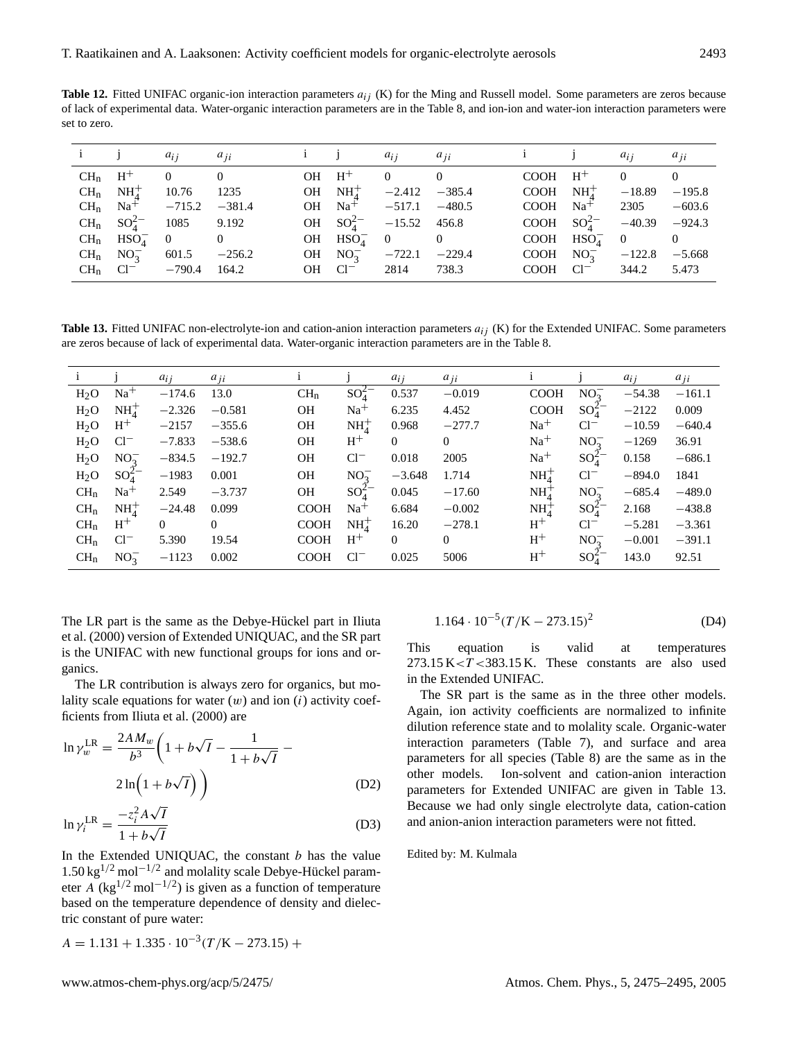**Table 12.** Fitted UNIFAC organic-ion interaction parameters $a_{ij}$ (K) for the Ming and Russell model. Some parameters are zeros because of lack of experimental data. Water-organic interaction parameters are in the Table 8, and ion-ion and water-ion interaction parameters were set to zero.

| i | j | $a_{ij}$ | $a_{ji}$ | i | j | $a_{ij}$ | $a_{ji}$ | i | j | $a_{ij}$ | $a_{ji}$ |
|---|---|---|---|---|---|---|---|---|---|---|---|
| $CH_n$ | $H^+$ | 0 | 0 | OH | $H^+$ | 0 | 0 | COOH | $H^+$ | 0 | 0 |
| $CH_n$ | $NH_4^+$ | 10.76 | 1235 | OH | $NH_4^+$ | −2.412 | −385.4 | COOH | $NH_4^+$ | −18.89 | −195.8 |
| $CH_n$ | $Na^+$ | −715.2 | −381.4 | OH | $Na^+$ | −517.1 | −480.5 | COOH | $Na^+$ | 2305 | −603.6 |
| $CH_n$ | $SO_4^{2-}$ | 1085 | 9.192 | OH | $SO_4^{2-}$ | −15.52 | 456.8 | COOH | $SO_4^{2-}$ | −40.39 | −924.3 |
| $CH_n$ | $HSO_4^-$ | 0 | 0 | OH | $HSO_4^-$ | 0 | 0 | COOH | $HSO_4^-$ | 0 | 0 |
| $CH_n$ | $NO_3^-$ | 601.5 | −256.2 | OH | $NO_3^-$ | −722.1 | −229.4 | COOH | $NO_3^-$ | −122.8 | −5.668 |
| $CH_n$ | $Cl^-$ | −790.4 | 164.2 | OH | $Cl^-$ | 2814 | 738.3 | COOH | $Cl^-$ | 344.2 | 5.473 |

**Table 13.** Fitted UNIFAC non-electrolyte-ion and cation-anion interaction parameters $a_{ij}$ (K) for the Extended UNIFAC. Some parameters are zeros because of lack of experimental data. Water-organic interaction parameters are in the Table 8.

| i | j | $a_{ij}$ | $a_{ji}$ | i | j | $a_{ij}$ | $a_{ji}$ | i | j | $a_{ij}$ | $a_{ji}$ |
|---|---|---|---|---|---|---|---|---|---|---|---|
| $H_2O$ | $Na^+$ | −174.6 | 13.0 | $CH_n$ | $SO_4^{2-}$ | 0.537 | −0.019 | COOH | $NO_3^-$ | −54.38 | −161.1 |
| $H_2O$ | $NH_4^+$ | −2.326 | −0.581 | OH | $Na^+$ | 6.235 | 4.452 | COOH | $SO_4^{2-}$ | −2122 | 0.009 |
| $H_2O$ | $H^+$ | −2157 | −355.6 | OH | $NH_4^+$ | 0.968 | −277.7 | $Na^+$ | $Cl^-$ | −10.59 | −640.4 |
| $H_2O$ | $Cl^-$ | −7.833 | −538.6 | OH | $H^+$ | 0 | 0 | $Na^+$ | $NO_3^-$ | −1269 | 36.91 |
| $H_2O$ | $NO_3^-$ | −834.5 | −192.7 | OH | $Cl^-$ | 0.018 | 2005 | $Na^+$ | $SO_4^{2-}$ | 0.158 | −686.1 |
| $H_2O$ | $SO_4^{2-}$ | −1983 | 0.001 | OH | $NO_3^-$ | −3.648 | 1.714 | $NH_4^+$ | $Cl^-$ | −894.0 | 1841 |
| $CH_n$ | $Na^+$ | 2.549 | −3.737 | OH | $SO_4^{2-}$ | 0.045 | −17.60 | $NH_4^+$ | $NO_3^-$ | −685.4 | −489.0 |
| $CH_n$ | $NH_4^+$ | −24.48 | 0.099 | COOH | $Na^+$ | 6.684 | −0.002 | $NH_4^+$ | $SO_4^{2-}$ | 2.168 | −438.8 |
| $CH_n$ | $H^+$ | 0 | 0 | COOH | $NH_4^+$ | 16.20 | −278.1 | $H^+$ | $Cl^-$ | −5.281 | −3.361 |
| $CH_n$ | $Cl^-$ | 5.390 | 19.54 | COOH | $H^+$ | 0 | 0 | $H^+$ | $NO_3^-$ | −0.001 | −391.1 |
| $CH_n$ | $NO_3^-$ | −1123 | 0.002 | COOH | $Cl^-$ | 0.025 | 5006 | $H^+$ | $SO_4^{2-}$ | 143.0 | 92.51 |

The LR part is the same as the Debye-Hückel part in Iliuta et al. (2000) version of Extended UNIQUAC, and the SR part is the UNIFAC with new functional groups for ions and organics.

The LR contribution is always zero for organics, but molality scale equations for water ($w$) and ion ($i$) activity coefficients from Iliuta et al. (2000) are

$$\ln\gamma_w^{\mathrm{LR}} = \frac{2AM_w}{b^3}\left(1 + b\sqrt{I} - \frac{1}{1+b\sqrt{I}} - 2\ln\left(1+b\sqrt{I}\right)\right) \tag{D2}$$

$$\ln\gamma_i^{\mathrm{LR}} = \frac{-z_i^2 A\sqrt{I}}{1+b\sqrt{I}} \tag{D3}$$

In the Extended UNIQUAC, the constant $b$ has the value $1.50\,\mathrm{kg}^{1/2}\,\mathrm{mol}^{-1/2}$ and molality scale Debye-Hückel parameter $A$ ($\mathrm{kg}^{1/2}\,\mathrm{mol}^{-1/2}$) is given as a function of temperature based on the temperature dependence of density and dielectric constant of pure water:

$$A = 1.131 + 1.335\cdot10^{-3}(T/\mathrm{K} - 273.15) + 1.164\cdot10^{-5}(T/\mathrm{K} - 273.15)^2 \tag{D4}$$

This equation is valid at temperatures $273.15\,\mathrm{K} < T < 383.15\,\mathrm{K}$. These constants are also used in the Extended UNIFAC.

The SR part is the same as in the three other models. Again, ion activity coefficients are normalized to infinite dilution reference state and to molality scale. Organic-water interaction parameters (Table 7), and surface and area parameters for all species (Table 8) are the same as in the other models. Ion-solvent and cation-anion interaction parameters for Extended UNIFAC are given in Table 13. Because we had only single electrolyte data, cation-cation and anion-anion interaction parameters were not fitted.

Edited by: M. Kulmala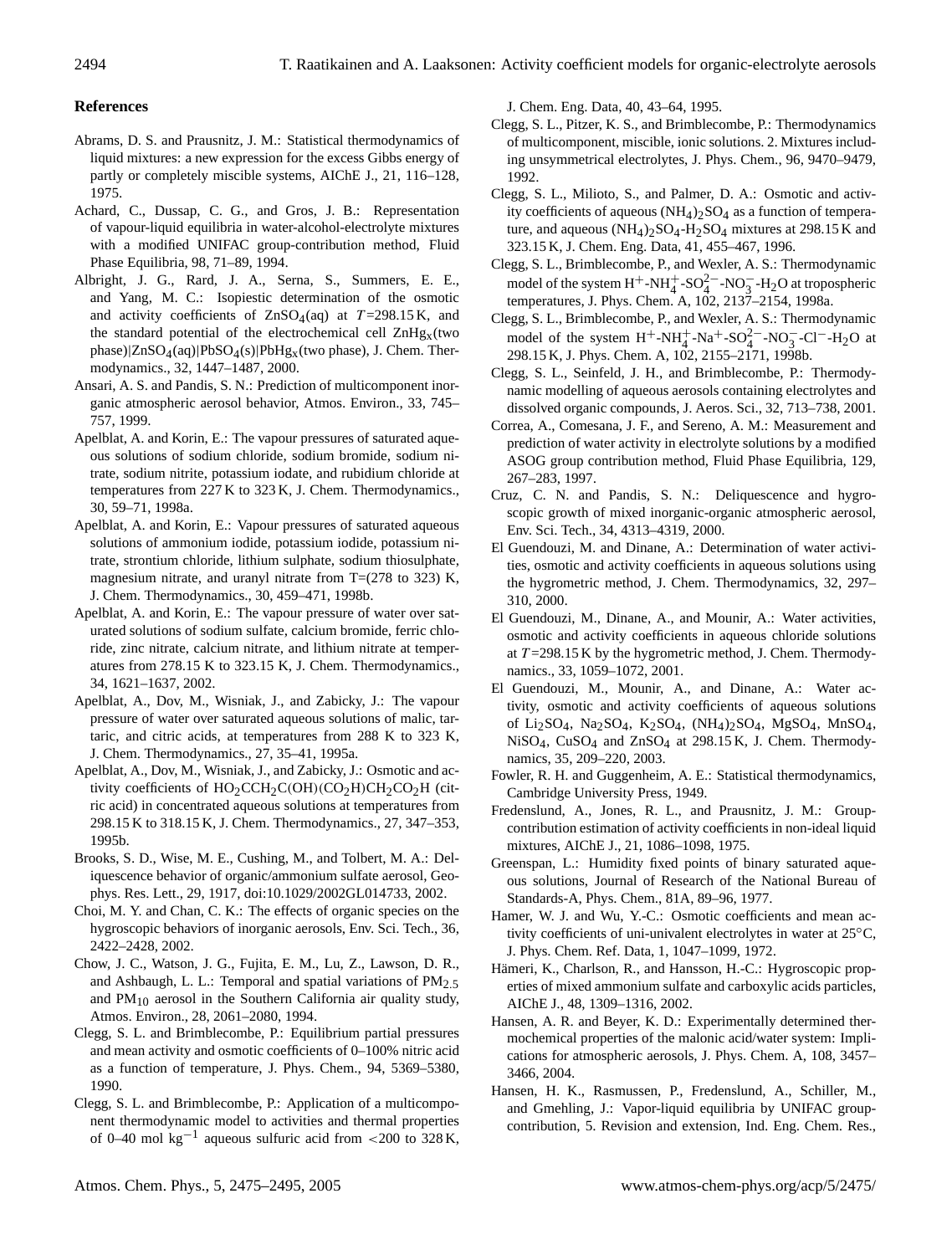## References

Abrams, D. S. and Prausnitz, J. M.: Statistical thermodynamics of liquid mixtures: a new expression for the excess Gibbs energy of partly or completely miscible systems, AIChE J., 21, 116–128, 1975.

Achard, C., Dussap, C. G., and Gros, J. B.: Representation of vapour-liquid equilibria in water-alcohol-electrolyte mixtures with a modified UNIFAC group-contribution method, Fluid Phase Equilibria, 98, 71–89, 1994.

Albright, J. G., Rard, J. A., Serna, S., Summers, E. E., and Yang, M. C.: Isopiestic determination of the osmotic and activity coefficients of $ZnSO_4$(aq) at $T$=298.15 K, and the standard potential of the electrochemical cell $ZnHg_x$(two phase)|$ZnSO_4$(aq)|$PbSO_4$(s)|$PbHg_x$(two phase), J. Chem. Thermodynamics., 32, 1447–1487, 2000.

Ansari, A. S. and Pandis, S. N.: Prediction of multicomponent inorganic atmospheric aerosol behavior, Atmos. Environ., 33, 745–757, 1999.

Apelblat, A. and Korin, E.: The vapour pressures of saturated aqueous solutions of sodium chloride, sodium bromide, sodium nitrate, sodium nitrite, potassium iodate, and rubidium chloride at temperatures from 227 K to 323 K, J. Chem. Thermodynamics., 30, 59–71, 1998a.

Apelblat, A. and Korin, E.: Vapour pressures of saturated aqueous solutions of ammonium iodide, potassium iodide, potassium nitrate, strontium chloride, lithium sulphate, sodium thiosulphate, magnesium nitrate, and uranyl nitrate from T=(278 to 323) K, J. Chem. Thermodynamics., 30, 459–471, 1998b.

Apelblat, A. and Korin, E.: The vapour pressure of water over saturated solutions of sodium sulfate, calcium bromide, ferric chloride, zinc nitrate, calcium nitrate, and lithium nitrate at temperatures from 278.15 K to 323.15 K, J. Chem. Thermodynamics., 34, 1621–1637, 2002.

Apelblat, A., Dov, M., Wisniak, J., and Zabicky, J.: The vapour pressure of water over saturated aqueous solutions of malic, tartaric, and citric acids, at temperatures from 288 K to 323 K, J. Chem. Thermodynamics., 27, 35–41, 1995a.

Apelblat, A., Dov, M., Wisniak, J., and Zabicky, J.: Osmotic and activity coefficients of $HO_2CCH_2C(OH)(CO_2H)CH_2CO_2H$ (citric acid) in concentrated aqueous solutions at temperatures from 298.15 K to 318.15 K, J. Chem. Thermodynamics., 27, 347–353, 1995b.

Brooks, S. D., Wise, M. E., Cushing, M., and Tolbert, M. A.: Deliquescence behavior of organic/ammonium sulfate aerosol, Geophys. Res. Lett., 29, 1917, doi:10.1029/2002GL014733, 2002.

Choi, M. Y. and Chan, C. K.: The effects of organic species on the hygroscopic behaviors of inorganic aerosols, Env. Sci. Tech., 36, 2422–2428, 2002.

Chow, J. C., Watson, J. G., Fujita, E. M., Lu, Z., Lawson, D. R., and Ashbaugh, L. L.: Temporal and spatial variations of $PM_{2.5}$ and $PM_{10}$ aerosol in the Southern California air quality study, Atmos. Environ., 28, 2061–2080, 1994.

Clegg, S. L. and Brimblecombe, P.: Equilibrium partial pressures and mean activity and osmotic coefficients of 0–100% nitric acid as a function of temperature, J. Phys. Chem., 94, 5369–5380, 1990.

Clegg, S. L. and Brimblecombe, P.: Application of a multicomponent thermodynamic model to activities and thermal properties of 0–40 mol $kg^{-1}$ aqueous sulfuric acid from <200 to 328 K, J. Chem. Eng. Data, 40, 43–64, 1995.

Clegg, S. L., Pitzer, K. S., and Brimblecombe, P.: Thermodynamics of multicomponent, miscible, ionic solutions. 2. Mixtures including unsymmetrical electrolytes, J. Phys. Chem., 96, 9470–9479, 1992.

Clegg, S. L., Milioto, S., and Palmer, D. A.: Osmotic and activity coefficients of aqueous $(NH_4)_2SO_4$ as a function of temperature, and aqueous $(NH_4)_2SO_4$-$H_2SO_4$ mixtures at 298.15 K and 323.15 K, J. Chem. Eng. Data, 41, 455–467, 1996.

Clegg, S. L., Brimblecombe, P., and Wexler, A. S.: Thermodynamic model of the system $H^+$-$NH_4^+$-$SO_4^{2-}$-$NO_3^-$-$H_2O$ at tropospheric temperatures, J. Phys. Chem. A, 102, 2137–2154, 1998a.

Clegg, S. L., Brimblecombe, P., and Wexler, A. S.: Thermodynamic model of the system $H^+$-$NH_4^+$-$Na^+$-$SO_4^{2-}$-$NO_3^-$-$Cl^-$-$H_2O$ at 298.15 K, J. Phys. Chem. A, 102, 2155–2171, 1998b.

Clegg, S. L., Seinfeld, J. H., and Brimblecombe, P.: Thermodynamic modelling of aqueous aerosols containing electrolytes and dissolved organic compounds, J. Aeros. Sci., 32, 713–738, 2001.

Correa, A., Comesana, J. F., and Sereno, A. M.: Measurement and prediction of water activity in electrolyte solutions by a modified ASOG group contribution method, Fluid Phase Equilibria, 129, 267–283, 1997.

Cruz, C. N. and Pandis, S. N.: Deliquescence and hygroscopic growth of mixed inorganic-organic atmospheric aerosol, Env. Sci. Tech., 34, 4313–4319, 2000.

El Guendouzi, M. and Dinane, A.: Determination of water activities, osmotic and activity coefficients in aqueous solutions using the hygrometric method, J. Chem. Thermodynamics., 32, 297–310, 2000.

El Guendouzi, M., Dinane, A., and Mounir, A.: Water activities, osmotic and activity coefficients in aqueous chloride solutions at $T$=298.15 K by the hygrometric method, J. Chem. Thermodynamics., 33, 1059–1072, 2001.

El Guendouzi, M., Mounir, A., and Dinane, A.: Water activity, osmotic and activity coefficients of aqueous solutions of $Li_2SO_4$, $Na_2SO_4$, $K_2SO_4$, $(NH_4)_2SO_4$, $MgSO_4$, $MnSO_4$, $NiSO_4$, $CuSO_4$ and $ZnSO_4$ at 298.15 K, J. Chem. Thermodynamics, 35, 209–220, 2003.

Fowler, R. H. and Guggenheim, A. E.: Statistical thermodynamics, Cambridge University Press, 1949.

Fredenslund, A., Jones, R. L., and Prausnitz, J. M.: Group-contribution estimation of activity coefficients in non-ideal liquid mixtures, AIChE J., 21, 1086–1098, 1975.

Greenspan, L.: Humidity fixed points of binary saturated aqueous solutions, Journal of Research of the National Bureau of Standards-A, Phys. Chem., 81A, 89–96, 1977.

Hamer, W. J. and Wu, Y.-C.: Osmotic coefficients and mean activity coefficients of uni-univalent electrolytes in water at 25°C, J. Phys. Chem. Ref. Data, 1, 1047–1099, 1972.

Hämeri, K., Charlson, R., and Hansson, H.-C.: Hygroscopic properties of mixed ammonium sulfate and carboxylic acids particles, AIChE J., 48, 1309–1316, 2002.

Hansen, A. R. and Beyer, K. D.: Experimentally determined thermochemical properties of the malonic acid/water system: Implications for atmospheric aerosols, J. Phys. Chem. A, 108, 3457–3466, 2004.

Hansen, H. K., Rasmussen, P., Fredenslund, A., Schiller, M., and Gmehling, J.: Vapor-liquid equilibria by UNIFAC group-contribution, 5. Revision and extension, Ind. Eng. Chem. Res.,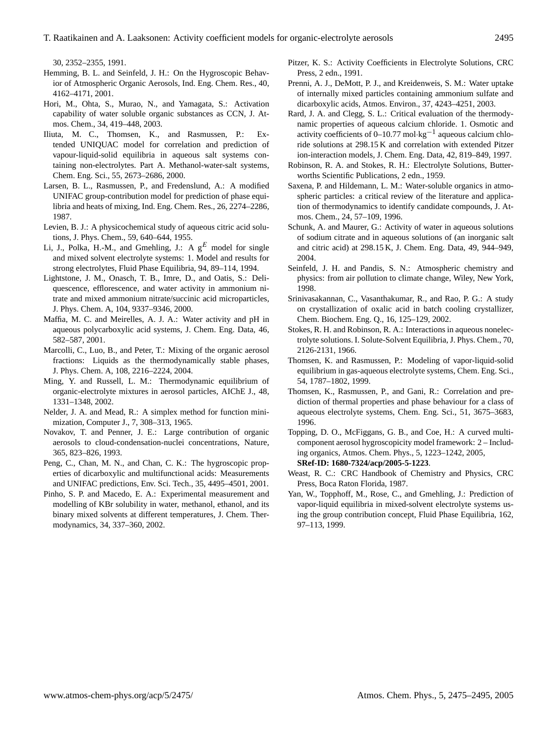30, 2352–2355, 1991.

Hemming, B. L. and Seinfeld, J. H.: On the Hygroscopic Behavior of Atmospheric Organic Aerosols, Ind. Eng. Chem. Res., 40, 4162–4171, 2001.

Hori, M., Ohta, S., Murao, N., and Yamagata, S.: Activation capability of water soluble organic substances as CCN, J. Atmos. Chem., 34, 419–448, 2003.

Iliuta, M. C., Thomsen, K., and Rasmussen, P.: Extended UNIQUAC model for correlation and prediction of vapour-liquid-solid equilibria in aqueous salt systems containing non-electrolytes. Part A. Methanol-water-salt systems, Chem. Eng. Sci., 55, 2673–2686, 2000.

Larsen, B. L., Rasmussen, P., and Fredenslund, A.: A modified UNIFAC group-contribution model for prediction of phase equilibria and heats of mixing, Ind. Eng. Chem. Res., 26, 2274–2286, 1987.

Levien, B. J.: A physicochemical study of aqueous citric acid solutions, J. Phys. Chem., 59, 640–644, 1955.

Li, J., Polka, H.-M., and Gmehling, J.: A $g^E$ model for single and mixed solvent electrolyte systems: 1. Model and results for strong electrolytes, Fluid Phase Equilibria, 94, 89–114, 1994.

Lightstone, J. M., Onasch, T. B., Imre, D., and Oatis, S.: Deliquescence, efflorescence, and water activity in ammonium nitrate and mixed ammonium nitrate/succinic acid microparticles, J. Phys. Chem. A, 104, 9337–9346, 2000.

Maffia, M. C. and Meirelles, A. J. A.: Water activity and pH in aqueous polycarboxylic acid systems, J. Chem. Eng. Data, 46, 582–587, 2001.

Marcolli, C., Luo, B., and Peter, T.: Mixing of the organic aerosol fractions: Liquids as the thermodynamically stable phases, J. Phys. Chem. A, 108, 2216–2224, 2004.

Ming, Y. and Russell, L. M.: Thermodynamic equilibrium of organic-electrolyte mixtures in aerosol particles, AIChE J., 48, 1331–1348, 2002.

Nelder, J. A. and Mead, R.: A simplex method for function minimization, Computer J., 7, 308–313, 1965.

Novakov, T. and Penner, J. E.: Large contribution of organic aerosols to cloud-condensation-nuclei concentrations, Nature, 365, 823–826, 1993.

Peng, C., Chan, M. N., and Chan, C. K.: The hygroscopic properties of dicarboxylic and multifunctional acids: Measurements and UNIFAC predictions, Env. Sci. Tech., 35, 4495–4501, 2001.

Pinho, S. P. and Macedo, E. A.: Experimental measurement and modelling of KBr solubility in water, methanol, ethanol, and its binary mixed solvents at different temperatures, J. Chem. Thermodynamics, 34, 337–360, 2002.

Pitzer, K. S.: Activity Coefficients in Electrolyte Solutions, CRC Press, 2 edn., 1991.

Prenni, A. J., DeMott, P. J., and Kreidenweis, S. M.: Water uptake of internally mixed particles containing ammonium sulfate and dicarboxylic acids, Atmos. Environ., 37, 4243–4251, 2003.

Rard, J. A. and Clegg, S. L.: Critical evaluation of the thermodynamic properties of aqueous calcium chloride. 1. Osmotic and activity coefficients of 0–10.77 $mol \cdot kg^{-1}$ aqueous calcium chloride solutions at 298.15 K and correlation with extended Pitzer ion-interaction models, J. Chem. Eng. Data, 42, 819–849, 1997.

Robinson, R. A. and Stokes, R. H.: Electrolyte Solutions, Butterworths Scientific Publications, 2 edn., 1959.

Saxena, P. and Hildemann, L. M.: Water-soluble organics in atmospheric particles: a critical review of the literature and application of thermodynamics to identify candidate compounds, J. Atmos. Chem., 24, 57–109, 1996.

Schunk, A. and Maurer, G.: Activity of water in aqueous solutions of sodium citrate and in aqueous solutions of (an inorganic salt and citric acid) at 298.15 K, J. Chem. Eng. Data, 49, 944–949, 2004.

Seinfeld, J. H. and Pandis, S. N.: Atmospheric chemistry and physics: from air pollution to climate change, Wiley, New York, 1998.

Srinivasakannan, C., Vasanthakumar, R., and Rao, P. G.: A study on crystallization of oxalic acid in batch cooling crystallizer, Chem. Biochem. Eng. Q., 16, 125–129, 2002.

Stokes, R. H. and Robinson, R. A.: Interactions in aqueous nonelectrolyte solutions. I. Solute-Solvent Equilibria, J. Phys. Chem., 70, 2126-2131, 1966.

Thomsen, K. and Rasmussen, P.: Modeling of vapor-liquid-solid equilibrium in gas-aqueous electrolyte systems, Chem. Eng. Sci., 54, 1787–1802, 1999.

Thomsen, K., Rasmussen, P., and Gani, R.: Correlation and prediction of thermal properties and phase behaviour for a class of aqueous electrolyte systems, Chem. Eng. Sci., 51, 3675–3683, 1996.

Topping, D. O., McFiggans, G. B., and Coe, H.: A curved multicomponent aerosol hygroscopicity model framework: 2 – Including organics, Atmos. Chem. Phys., 5, 1223–1242, 2005, **SRef-ID: 1680-7324/acp/2005-5-1223**.

Weast, R. C.: CRC Handbook of Chemistry and Physics, CRC Press, Boca Raton Florida, 1987.

Yan, W., Topphoff, M., Rose, C., and Gmehling, J.: Prediction of vapor-liquid equilibria in mixed-solvent electrolyte systems using the group contribution concept, Fluid Phase Equilibria, 162, 97–113, 1999.